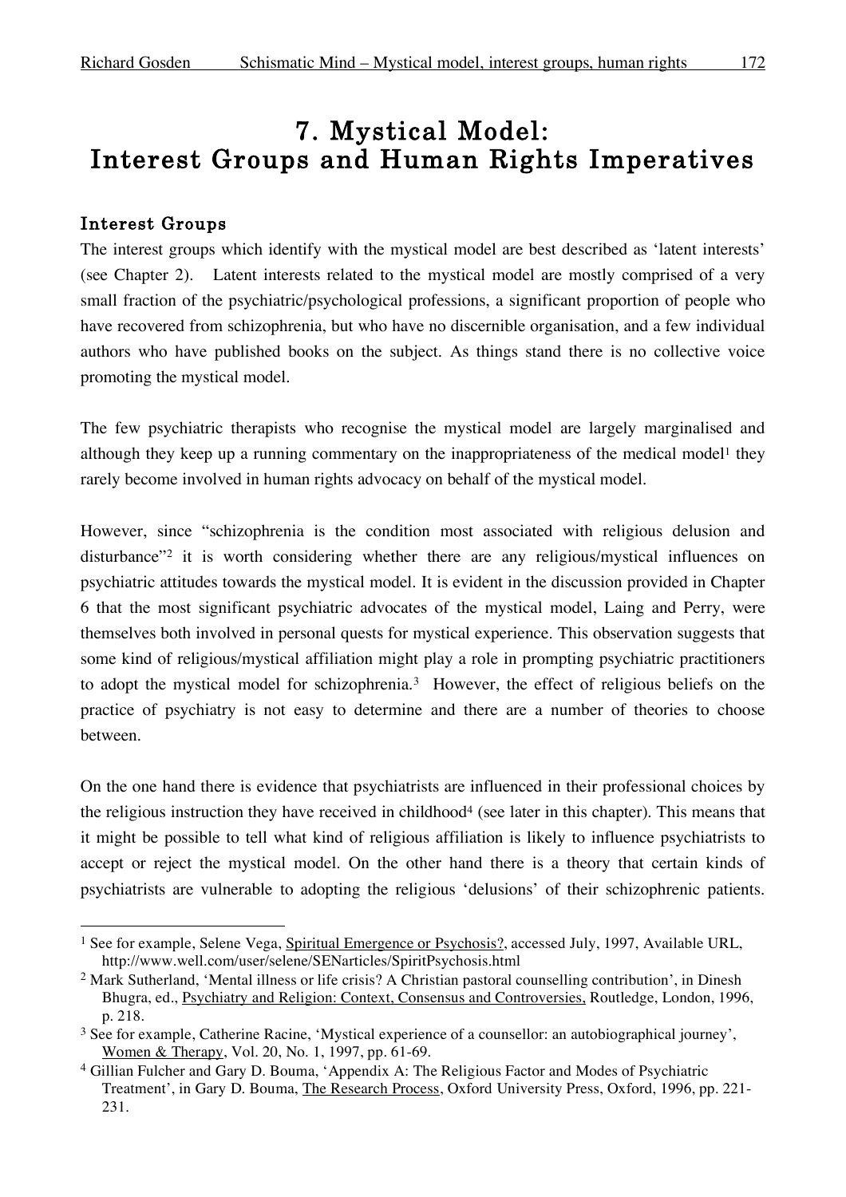# 7. Mystical Model: Interest Groups and Human Rights Imperatives

## Interest Groups

The interest groups which identify with the mystical model are best described as 'latent interests' (see Chapter 2). Latent interests related to the mystical model are mostly comprised of a very small fraction of the psychiatric/psychological professions, a significant proportion of people who have recovered from schizophrenia, but who have no discernible organisation, and a few individual authors who have published books on the subject. As things stand there is no collective voice promoting the mystical model.

The few psychiatric therapists who recognise the mystical model are largely marginalised and although they keep up a running commentary on the inappropriateness of the medical model[1] they rarely become involved in human rights advocacy on behalf of the mystical model.

However, since "schizophrenia is the condition most associated with religious delusion and disturbance"[2] it is worth considering whether there are any religious/mystical influences on psychiatric attitudes towards the mystical model. It is evident in the discussion provided in Chapter 6 that the most significant psychiatric advocates of the mystical model, Laing and Perry, were themselves both involved in personal quests for mystical experience. This observation suggests that some kind of religious/mystical affiliation might play a role in prompting psychiatric practitioners to adopt the mystical model for schizophrenia.[3] However, the effect of religious beliefs on the practice of psychiatry is not easy to determine and there are a number of theories to choose between.

On the one hand there is evidence that psychiatrists are influenced in their professional choices by the religious instruction they have received in childhood[4] (see later in this chapter). This means that it might be possible to tell what kind of religious affiliation is likely to influence psychiatrists to accept or reject the mystical model. On the other hand there is a theory that certain kinds of psychiatrists are vulnerable to adopting the religious 'delusions' of their schizophrenic patients.

---

[1] See for example, Selene Vega, Spiritual Emergence or Psychosis?, accessed July, 1997, Available URL, http://www.well.com/user/selene/SENarticles/SpiritPsychosis.html

[2] Mark Sutherland, 'Mental illness or life crisis? A Christian pastoral counselling contribution', in Dinesh Bhugra, ed., Psychiatry and Religion: Context, Consensus and Controversies, Routledge, London, 1996, p. 218.

[3] See for example, Catherine Racine, 'Mystical experience of a counsellor: an autobiographical journey', Women & Therapy, Vol. 20, No. 1, 1997, pp. 61-69.

[4] Gillian Fulcher and Gary D. Bouma, 'Appendix A: The Religious Factor and Modes of Psychiatric Treatment', in Gary D. Bouma, The Research Process, Oxford University Press, Oxford, 1996, pp. 221-231.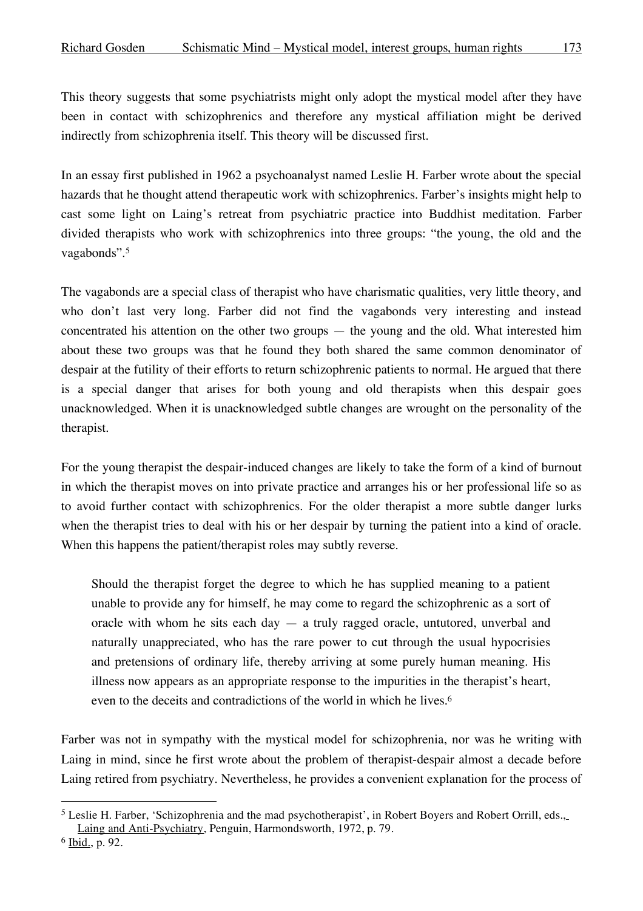This theory suggests that some psychiatrists might only adopt the mystical model after they have been in contact with schizophrenics and therefore any mystical affiliation might be derived indirectly from schizophrenia itself. This theory will be discussed first.

In an essay first published in 1962 a psychoanalyst named Leslie H. Farber wrote about the special hazards that he thought attend therapeutic work with schizophrenics. Farber's insights might help to cast some light on Laing's retreat from psychiatric practice into Buddhist meditation. Farber divided therapists who work with schizophrenics into three groups: "the young, the old and the vagabonds".[5]

The vagabonds are a special class of therapist who have charismatic qualities, very little theory, and who don't last very long. Farber did not find the vagabonds very interesting and instead concentrated his attention on the other two groups — the young and the old. What interested him about these two groups was that he found they both shared the same common denominator of despair at the futility of their efforts to return schizophrenic patients to normal. He argued that there is a special danger that arises for both young and old therapists when this despair goes unacknowledged. When it is unacknowledged subtle changes are wrought on the personality of the therapist.

For the young therapist the despair-induced changes are likely to take the form of a kind of burnout in which the therapist moves on into private practice and arranges his or her professional life so as to avoid further contact with schizophrenics. For the older therapist a more subtle danger lurks when the therapist tries to deal with his or her despair by turning the patient into a kind of oracle. When this happens the patient/therapist roles may subtly reverse.

> Should the therapist forget the degree to which he has supplied meaning to a patient unable to provide any for himself, he may come to regard the schizophrenic as a sort of oracle with whom he sits each day — a truly ragged oracle, untutored, unverbal and naturally unappreciated, who has the rare power to cut through the usual hypocrisies and pretensions of ordinary life, thereby arriving at some purely human meaning. His illness now appears as an appropriate response to the impurities in the therapist's heart, even to the deceits and contradictions of the world in which he lives.[6]

Farber was not in sympathy with the mystical model for schizophrenia, nor was he writing with Laing in mind, since he first wrote about the problem of therapist-despair almost a decade before Laing retired from psychiatry. Nevertheless, he provides a convenient explanation for the process of

---

[5] Leslie H. Farber, 'Schizophrenia and the mad psychotherapist', in Robert Boyers and Robert Orrill, eds., Laing and Anti-Psychiatry, Penguin, Harmondsworth, 1972, p. 79.

[6] Ibid., p. 92.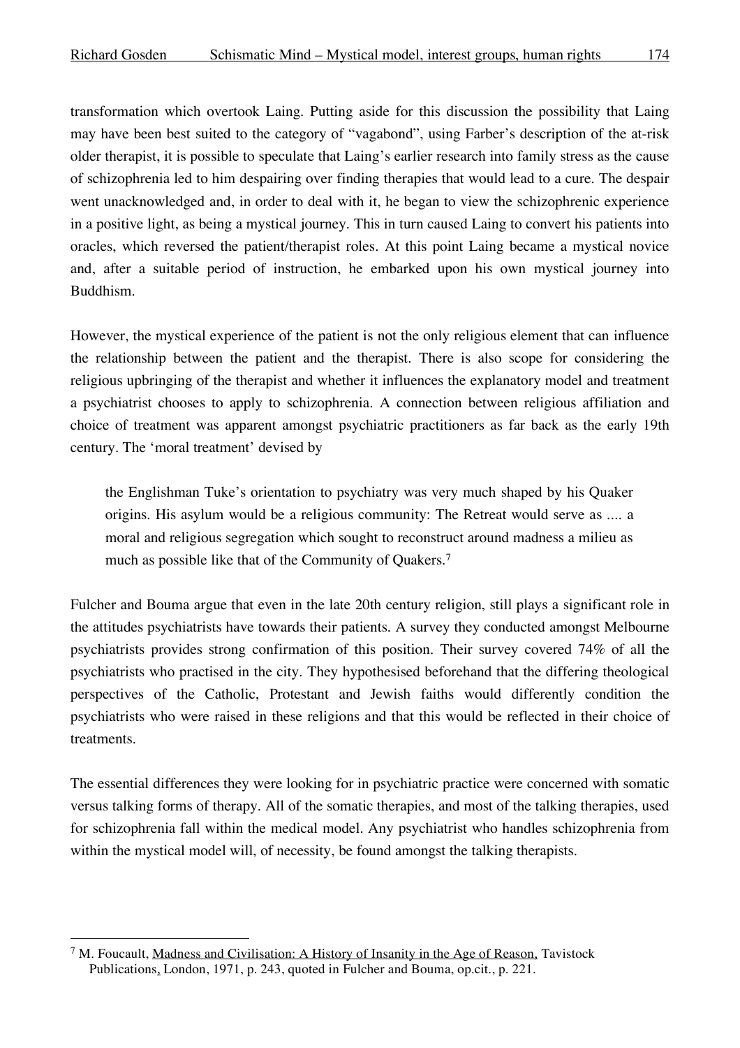transformation which overtook Laing. Putting aside for this discussion the possibility that Laing may have been best suited to the category of "vagabond", using Farber's description of the at-risk older therapist, it is possible to speculate that Laing's earlier research into family stress as the cause of schizophrenia led to him despairing over finding therapies that would lead to a cure. The despair went unacknowledged and, in order to deal with it, he began to view the schizophrenic experience in a positive light, as being a mystical journey. This in turn caused Laing to convert his patients into oracles, which reversed the patient/therapist roles. At this point Laing became a mystical novice and, after a suitable period of instruction, he embarked upon his own mystical journey into Buddhism.

However, the mystical experience of the patient is not the only religious element that can influence the relationship between the patient and the therapist. There is also scope for considering the religious upbringing of the therapist and whether it influences the explanatory model and treatment a psychiatrist chooses to apply to schizophrenia. A connection between religious affiliation and choice of treatment was apparent amongst psychiatric practitioners as far back as the early 19th century. The 'moral treatment' devised by

> the Englishman Tuke's orientation to psychiatry was very much shaped by his Quaker origins. His asylum would be a religious community: The Retreat would serve as .... a moral and religious segregation which sought to reconstruct around madness a milieu as much as possible like that of the Community of Quakers.[7]

Fulcher and Bouma argue that even in the late 20th century religion, still plays a significant role in the attitudes psychiatrists have towards their patients. A survey they conducted amongst Melbourne psychiatrists provides strong confirmation of this position. Their survey covered 74% of all the psychiatrists who practised in the city. They hypothesised beforehand that the differing theological perspectives of the Catholic, Protestant and Jewish faiths would differently condition the psychiatrists who were raised in these religions and that this would be reflected in their choice of treatments.

The essential differences they were looking for in psychiatric practice were concerned with somatic versus talking forms of therapy. All of the somatic therapies, and most of the talking therapies, used for schizophrenia fall within the medical model. Any psychiatrist who handles schizophrenia from within the mystical model will, of necessity, be found amongst the talking therapists.

---

[7] M. Foucault, Madness and Civilisation: A History of Insanity in the Age of Reason, Tavistock Publications, London, 1971, p. 243, quoted in Fulcher and Bouma, op.cit., p. 221.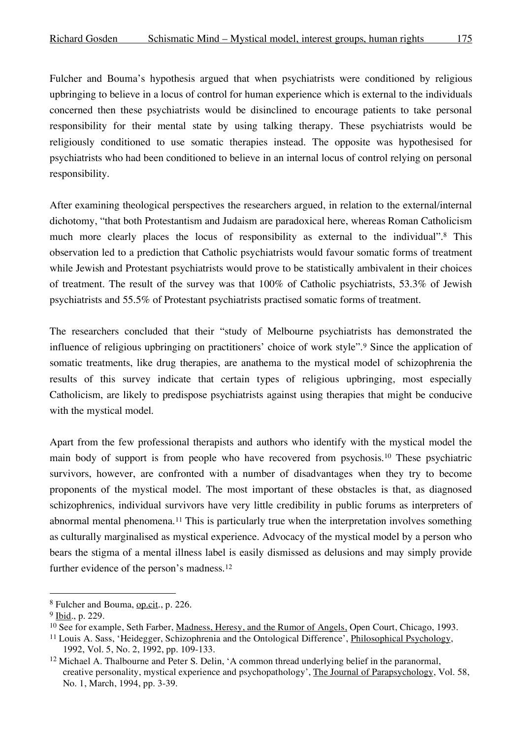Fulcher and Bouma's hypothesis argued that when psychiatrists were conditioned by religious upbringing to believe in a locus of control for human experience which is external to the individuals concerned then these psychiatrists would be disinclined to encourage patients to take personal responsibility for their mental state by using talking therapy. These psychiatrists would be religiously conditioned to use somatic therapies instead. The opposite was hypothesised for psychiatrists who had been conditioned to believe in an internal locus of control relying on personal responsibility.

After examining theological perspectives the researchers argued, in relation to the external/internal dichotomy, "that both Protestantism and Judaism are paradoxical here, whereas Roman Catholicism much more clearly places the locus of responsibility as external to the individual".[8] This observation led to a prediction that Catholic psychiatrists would favour somatic forms of treatment while Jewish and Protestant psychiatrists would prove to be statistically ambivalent in their choices of treatment. The result of the survey was that 100% of Catholic psychiatrists, 53.3% of Jewish psychiatrists and 55.5% of Protestant psychiatrists practised somatic forms of treatment.

The researchers concluded that their "study of Melbourne psychiatrists has demonstrated the influence of religious upbringing on practitioners' choice of work style".[9] Since the application of somatic treatments, like drug therapies, are anathema to the mystical model of schizophrenia the results of this survey indicate that certain types of religious upbringing, most especially Catholicism, are likely to predispose psychiatrists against using therapies that might be conducive with the mystical model.

Apart from the few professional therapists and authors who identify with the mystical model the main body of support is from people who have recovered from psychosis.[10] These psychiatric survivors, however, are confronted with a number of disadvantages when they try to become proponents of the mystical model. The most important of these obstacles is that, as diagnosed schizophrenics, individual survivors have very little credibility in public forums as interpreters of abnormal mental phenomena.[11] This is particularly true when the interpretation involves something as culturally marginalised as mystical experience. Advocacy of the mystical model by a person who bears the stigma of a mental illness label is easily dismissed as delusions and may simply provide further evidence of the person's madness.[12]

---

[8] Fulcher and Bouma, op.cit., p. 226.

[9] Ibid., p. 229.

[10] See for example, Seth Farber, Madness, Heresy, and the Rumor of Angels, Open Court, Chicago, 1993.

[11] Louis A. Sass, 'Heidegger, Schizophrenia and the Ontological Difference', Philosophical Psychology, 1992, Vol. 5, No. 2, 1992, pp. 109-133.

[12] Michael A. Thalbourne and Peter S. Delin, 'A common thread underlying belief in the paranormal, creative personality, mystical experience and psychopathology', The Journal of Parapsychology, Vol. 58, No. 1, March, 1994, pp. 3-39.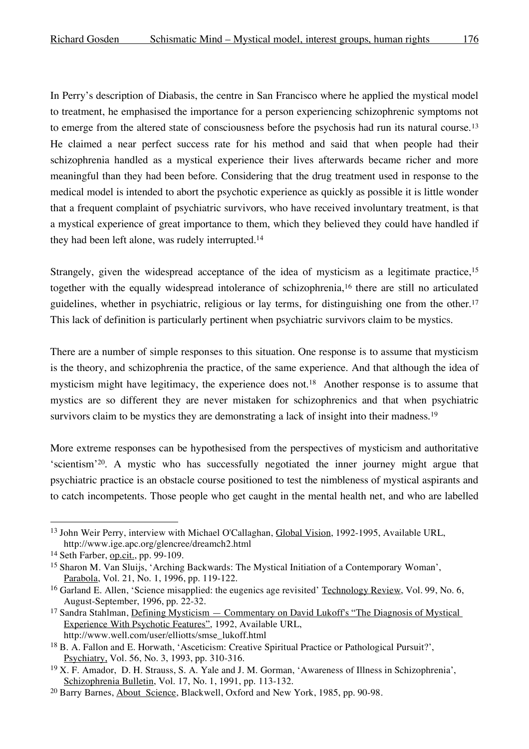In Perry's description of Diabasis, the centre in San Francisco where he applied the mystical model to treatment, he emphasised the importance for a person experiencing schizophrenic symptoms not to emerge from the altered state of consciousness before the psychosis had run its natural course.[13] He claimed a near perfect success rate for his method and said that when people had their schizophrenia handled as a mystical experience their lives afterwards became richer and more meaningful than they had been before. Considering that the drug treatment used in response to the medical model is intended to abort the psychotic experience as quickly as possible it is little wonder that a frequent complaint of psychiatric survivors, who have received involuntary treatment, is that a mystical experience of great importance to them, which they believed they could have handled if they had been left alone, was rudely interrupted.[14]

Strangely, given the widespread acceptance of the idea of mysticism as a legitimate practice,[15] together with the equally widespread intolerance of schizophrenia,[16] there are still no articulated guidelines, whether in psychiatric, religious or lay terms, for distinguishing one from the other.[17] This lack of definition is particularly pertinent when psychiatric survivors claim to be mystics.

There are a number of simple responses to this situation. One response is to assume that mysticism is the theory, and schizophrenia the practice, of the same experience. And that although the idea of mysticism might have legitimacy, the experience does not.[18] Another response is to assume that mystics are so different they are never mistaken for schizophrenics and that when psychiatric survivors claim to be mystics they are demonstrating a lack of insight into their madness.[19]

More extreme responses can be hypothesised from the perspectives of mysticism and authoritative 'scientism'[20]. A mystic who has successfully negotiated the inner journey might argue that psychiatric practice is an obstacle course positioned to test the nimbleness of mystical aspirants and to catch incompetents. Those people who get caught in the mental health net, and who are labelled

---

[13] John Weir Perry, interview with Michael O'Callaghan, Global Vision, 1992-1995, Available URL, http://www.ige.apc.org/glencree/dreamch2.html

[14] Seth Farber, op.cit., pp. 99-109.

[15] Sharon M. Van Sluijs, 'Arching Backwards: The Mystical Initiation of a Contemporary Woman', Parabola, Vol. 21, No. 1, 1996, pp. 119-122.

[16] Garland E. Allen, 'Science misapplied: the eugenics age revisited' Technology Review, Vol. 99, No. 6, August-September, 1996, pp. 22-32.

[17] Sandra Stahlman, Defining Mysticism — Commentary on David Lukoff's "The Diagnosis of Mystical Experience With Psychotic Features", 1992, Available URL, http://www.well.com/user/elliotts/smse_lukoff.html

[18] B. A. Fallon and E. Horwath, 'Asceticism: Creative Spiritual Practice or Pathological Pursuit?', Psychiatry, Vol. 56, No. 3, 1993, pp. 310-316.

[19] X. F. Amador, D. H. Strauss, S. A. Yale and J. M. Gorman, 'Awareness of Illness in Schizophrenia', Schizophrenia Bulletin, Vol. 17, No. 1, 1991, pp. 113-132.

[20] Barry Barnes, About Science, Blackwell, Oxford and New York, 1985, pp. 90-98.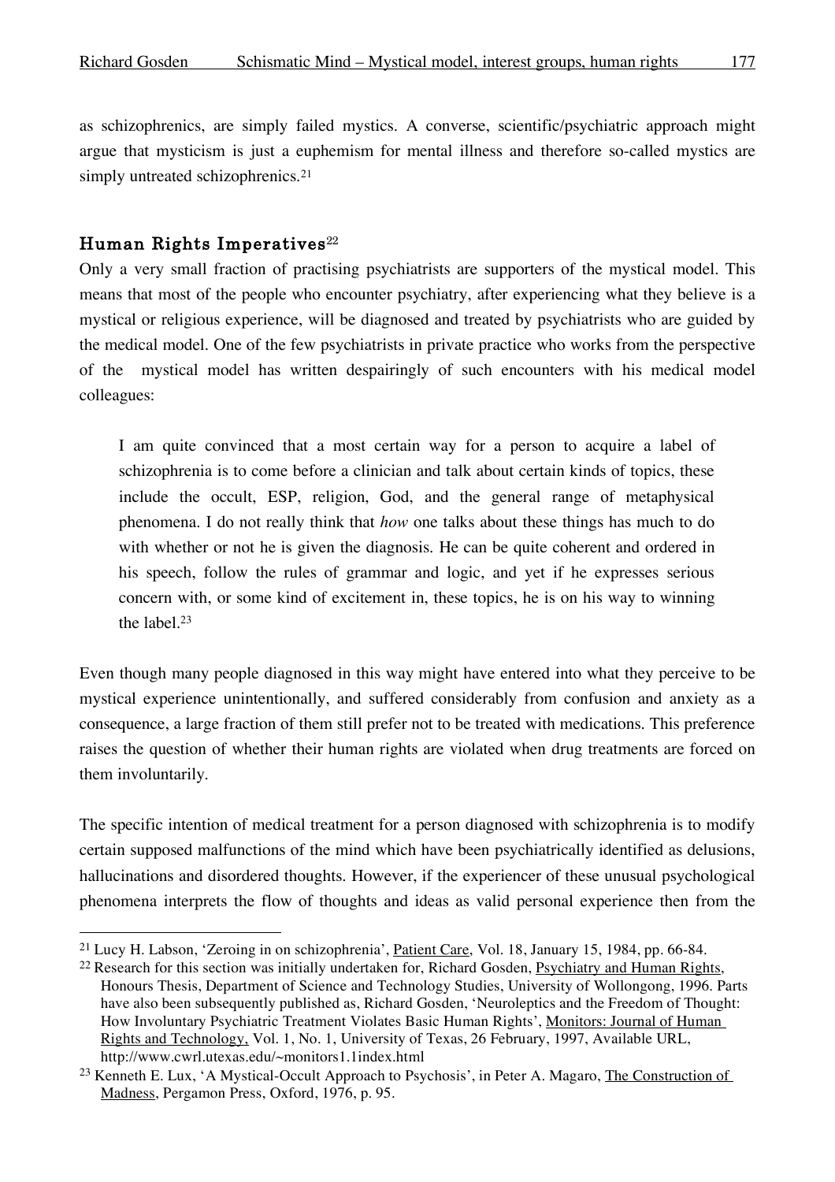as schizophrenics, are simply failed mystics. A converse, scientific/psychiatric approach might argue that mysticism is just a euphemism for mental illness and therefore so-called mystics are simply untreated schizophrenics.[21]

## Human Rights Imperatives[22]

Only a very small fraction of practising psychiatrists are supporters of the mystical model. This means that most of the people who encounter psychiatry, after experiencing what they believe is a mystical or religious experience, will be diagnosed and treated by psychiatrists who are guided by the medical model. One of the few psychiatrists in private practice who works from the perspective of the mystical model has written despairingly of such encounters with his medical model colleagues:

> I am quite convinced that a most certain way for a person to acquire a label of schizophrenia is to come before a clinician and talk about certain kinds of topics, these include the occult, ESP, religion, God, and the general range of metaphysical phenomena. I do not really think that *how* one talks about these things has much to do with whether or not he is given the diagnosis. He can be quite coherent and ordered in his speech, follow the rules of grammar and logic, and yet if he expresses serious concern with, or some kind of excitement in, these topics, he is on his way to winning the label.[23]

Even though many people diagnosed in this way might have entered into what they perceive to be mystical experience unintentionally, and suffered considerably from confusion and anxiety as a consequence, a large fraction of them still prefer not to be treated with medications. This preference raises the question of whether their human rights are violated when drug treatments are forced on them involuntarily.

The specific intention of medical treatment for a person diagnosed with schizophrenia is to modify certain supposed malfunctions of the mind which have been psychiatrically identified as delusions, hallucinations and disordered thoughts. However, if the experiencer of these unusual psychological phenomena interprets the flow of thoughts and ideas as valid personal experience then from the

---

[21] Lucy H. Labson, 'Zeroing in on schizophrenia', Patient Care, Vol. 18, January 15, 1984, pp. 66-84.

[22] Research for this section was initially undertaken for, Richard Gosden, Psychiatry and Human Rights, Honours Thesis, Department of Science and Technology Studies, University of Wollongong, 1996. Parts have also been subsequently published as, Richard Gosden, 'Neuroleptics and the Freedom of Thought: How Involuntary Psychiatric Treatment Violates Basic Human Rights', Monitors: Journal of Human Rights and Technology, Vol. 1, No. 1, University of Texas, 26 February, 1997, Available URL, http://www.cwrl.utexas.edu/~monitors1.1index.html

[23] Kenneth E. Lux, 'A Mystical-Occult Approach to Psychosis', in Peter A. Magaro, The Construction of Madness, Pergamon Press, Oxford, 1976, p. 95.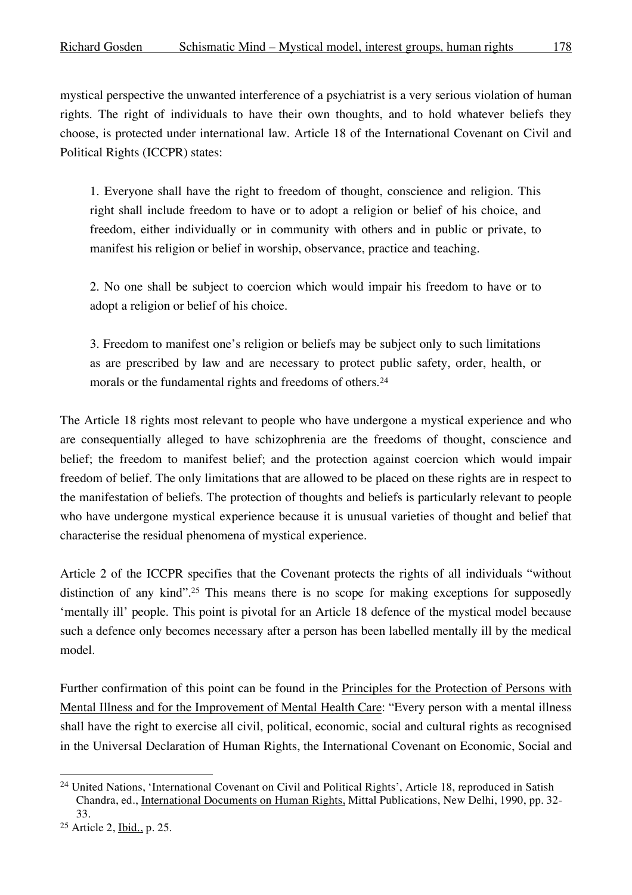mystical perspective the unwanted interference of a psychiatrist is a very serious violation of human rights. The right of individuals to have their own thoughts, and to hold whatever beliefs they choose, is protected under international law. Article 18 of the International Covenant on Civil and Political Rights (ICCPR) states:

> 1. Everyone shall have the right to freedom of thought, conscience and religion. This right shall include freedom to have or to adopt a religion or belief of his choice, and freedom, either individually or in community with others and in public or private, to manifest his religion or belief in worship, observance, practice and teaching.
>
> 2. No one shall be subject to coercion which would impair his freedom to have or to adopt a religion or belief of his choice.
>
> 3. Freedom to manifest one's religion or beliefs may be subject only to such limitations as are prescribed by law and are necessary to protect public safety, order, health, or morals or the fundamental rights and freedoms of others.[24]

The Article 18 rights most relevant to people who have undergone a mystical experience and who are consequentially alleged to have schizophrenia are the freedoms of thought, conscience and belief; the freedom to manifest belief; and the protection against coercion which would impair freedom of belief. The only limitations that are allowed to be placed on these rights are in respect to the manifestation of beliefs. The protection of thoughts and beliefs is particularly relevant to people who have undergone mystical experience because it is unusual varieties of thought and belief that characterise the residual phenomena of mystical experience.

Article 2 of the ICCPR specifies that the Covenant protects the rights of all individuals "without distinction of any kind".[25] This means there is no scope for making exceptions for supposedly 'mentally ill' people. This point is pivotal for an Article 18 defence of the mystical model because such a defence only becomes necessary after a person has been labelled mentally ill by the medical model.

Further confirmation of this point can be found in the Principles for the Protection of Persons with Mental Illness and for the Improvement of Mental Health Care: "Every person with a mental illness shall have the right to exercise all civil, political, economic, social and cultural rights as recognised in the Universal Declaration of Human Rights, the International Covenant on Economic, Social and

---

[24] United Nations, 'International Covenant on Civil and Political Rights', Article 18, reproduced in Satish Chandra, ed., International Documents on Human Rights, Mittal Publications, New Delhi, 1990, pp. 32-33.

[25] Article 2, Ibid., p. 25.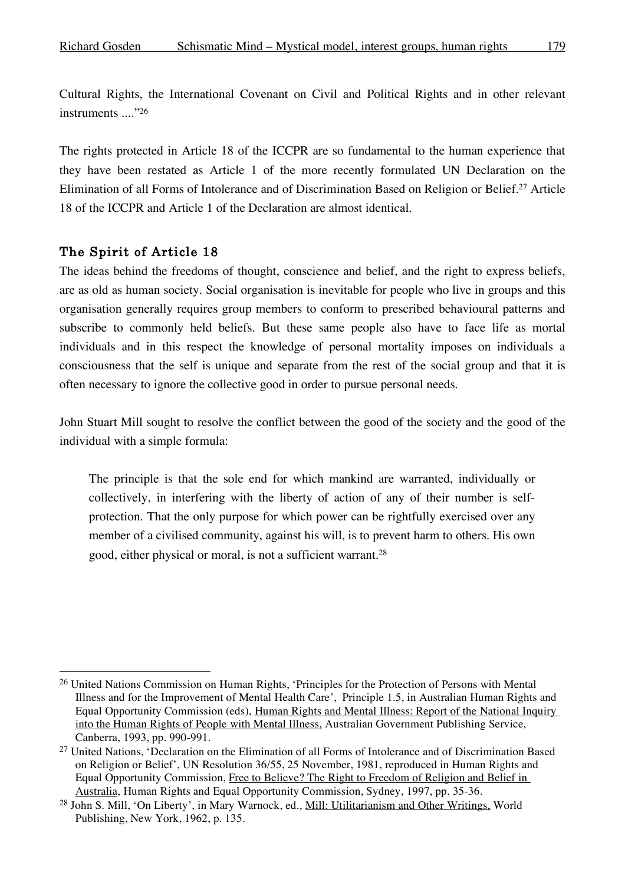Cultural Rights, the International Covenant on Civil and Political Rights and in other relevant instruments ...."[26]

The rights protected in Article 18 of the ICCPR are so fundamental to the human experience that they have been restated as Article 1 of the more recently formulated UN Declaration on the Elimination of all Forms of Intolerance and of Discrimination Based on Religion or Belief.[27] Article 18 of the ICCPR and Article 1 of the Declaration are almost identical.

### The Spirit of Article 18

The ideas behind the freedoms of thought, conscience and belief, and the right to express beliefs, are as old as human society. Social organisation is inevitable for people who live in groups and this organisation generally requires group members to conform to prescribed behavioural patterns and subscribe to commonly held beliefs. But these same people also have to face life as mortal individuals and in this respect the knowledge of personal mortality imposes on individuals a consciousness that the self is unique and separate from the rest of the social group and that it is often necessary to ignore the collective good in order to pursue personal needs.

John Stuart Mill sought to resolve the conflict between the good of the society and the good of the individual with a simple formula:

> The principle is that the sole end for which mankind are warranted, individually or collectively, in interfering with the liberty of action of any of their number is self-protection. That the only purpose for which power can be rightfully exercised over any member of a civilised community, against his will, is to prevent harm to others. His own good, either physical or moral, is not a sufficient warrant.[28]

---

[26] United Nations Commission on Human Rights, 'Principles for the Protection of Persons with Mental Illness and for the Improvement of Mental Health Care', Principle 1.5, in Australian Human Rights and Equal Opportunity Commission (eds), Human Rights and Mental Illness: Report of the National Inquiry into the Human Rights of People with Mental Illness, Australian Government Publishing Service, Canberra, 1993, pp. 990-991.

[27] United Nations, 'Declaration on the Elimination of all Forms of Intolerance and of Discrimination Based on Religion or Belief', UN Resolution 36/55, 25 November, 1981, reproduced in Human Rights and Equal Opportunity Commission, Free to Believe? The Right to Freedom of Religion and Belief in Australia, Human Rights and Equal Opportunity Commission, Sydney, 1997, pp. 35-36.

[28] John S. Mill, 'On Liberty', in Mary Warnock, ed., Mill: Utilitarianism and Other Writings, World Publishing, New York, 1962, p. 135.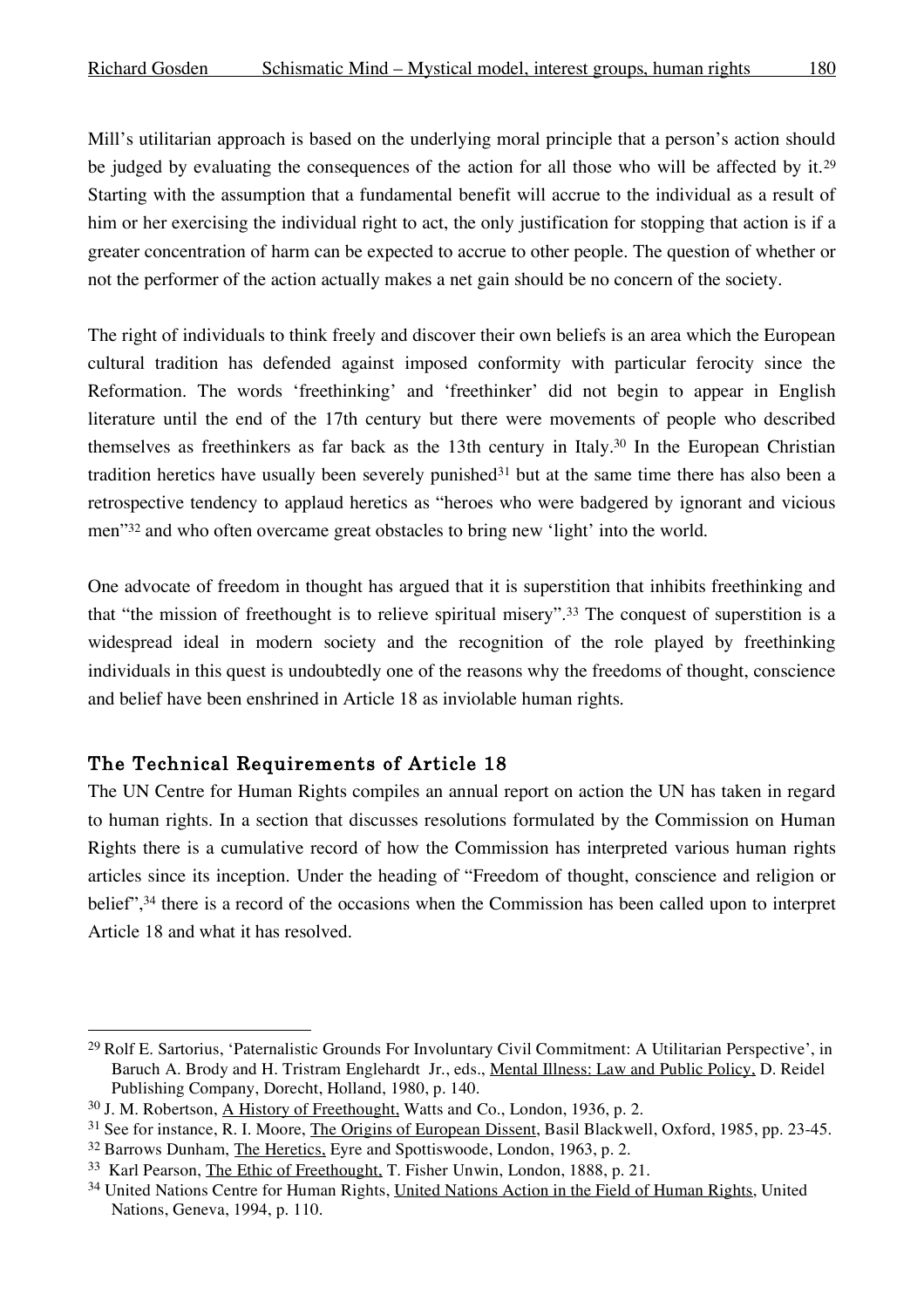Mill's utilitarian approach is based on the underlying moral principle that a person's action should be judged by evaluating the consequences of the action for all those who will be affected by it.[29] Starting with the assumption that a fundamental benefit will accrue to the individual as a result of him or her exercising the individual right to act, the only justification for stopping that action is if a greater concentration of harm can be expected to accrue to other people. The question of whether or not the performer of the action actually makes a net gain should be no concern of the society.

The right of individuals to think freely and discover their own beliefs is an area which the European cultural tradition has defended against imposed conformity with particular ferocity since the Reformation. The words 'freethinking' and 'freethinker' did not begin to appear in English literature until the end of the 17th century but there were movements of people who described themselves as freethinkers as far back as the 13th century in Italy.[30] In the European Christian tradition heretics have usually been severely punished[31] but at the same time there has also been a retrospective tendency to applaud heretics as "heroes who were badgered by ignorant and vicious men"[32] and who often overcame great obstacles to bring new 'light' into the world.

One advocate of freedom in thought has argued that it is superstition that inhibits freethinking and that "the mission of freethought is to relieve spiritual misery".[33] The conquest of superstition is a widespread ideal in modern society and the recognition of the role played by freethinking individuals in this quest is undoubtedly one of the reasons why the freedoms of thought, conscience and belief have been enshrined in Article 18 as inviolable human rights.

## The Technical Requirements of Article 18

The UN Centre for Human Rights compiles an annual report on action the UN has taken in regard to human rights. In a section that discusses resolutions formulated by the Commission on Human Rights there is a cumulative record of how the Commission has interpreted various human rights articles since its inception. Under the heading of "Freedom of thought, conscience and religion or belief",[34] there is a record of the occasions when the Commission has been called upon to interpret Article 18 and what it has resolved.

---

[29] Rolf E. Sartorius, 'Paternalistic Grounds For Involuntary Civil Commitment: A Utilitarian Perspective', in Baruch A. Brody and H. Tristram Englehardt Jr., eds., Mental Illness: Law and Public Policy, D. Reidel Publishing Company, Dorecht, Holland, 1980, p. 140.

[30] J. M. Robertson, A History of Freethought, Watts and Co., London, 1936, p. 2.

[31] See for instance, R. I. Moore, The Origins of European Dissent, Basil Blackwell, Oxford, 1985, pp. 23-45.

[32] Barrows Dunham, The Heretics, Eyre and Spottiswoode, London, 1963, p. 2.

[33] Karl Pearson, The Ethic of Freethought, T. Fisher Unwin, London, 1888, p. 21.

[34] United Nations Centre for Human Rights, United Nations Action in the Field of Human Rights, United Nations, Geneva, 1994, p. 110.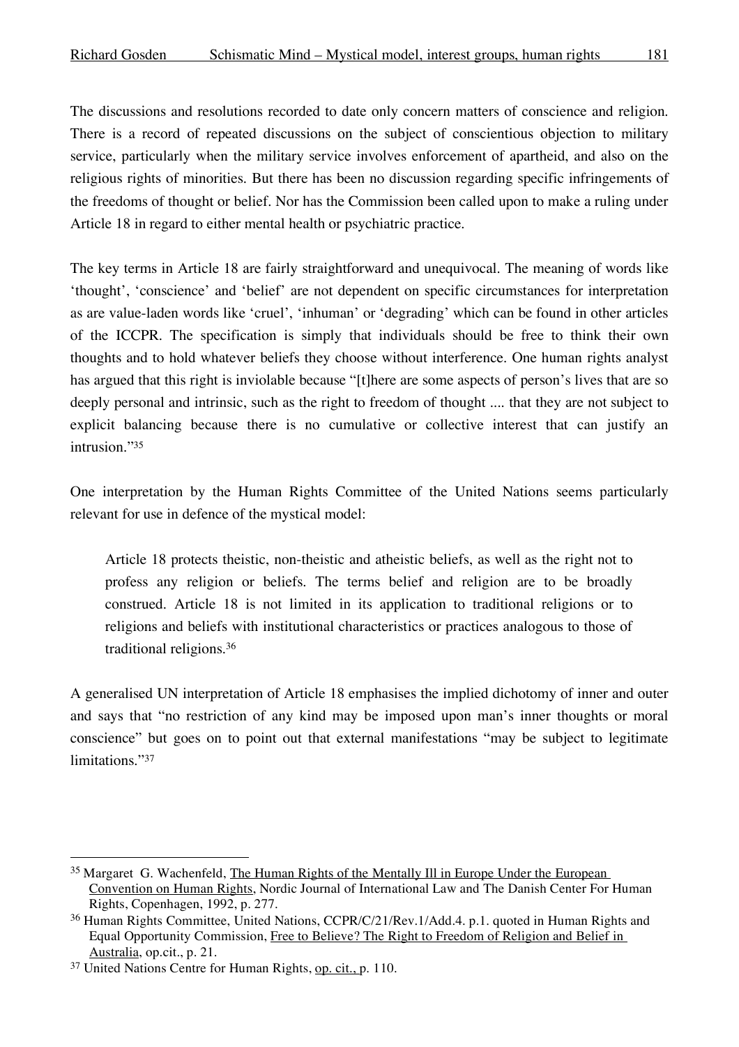The discussions and resolutions recorded to date only concern matters of conscience and religion. There is a record of repeated discussions on the subject of conscientious objection to military service, particularly when the military service involves enforcement of apartheid, and also on the religious rights of minorities. But there has been no discussion regarding specific infringements of the freedoms of thought or belief. Nor has the Commission been called upon to make a ruling under Article 18 in regard to either mental health or psychiatric practice.

The key terms in Article 18 are fairly straightforward and unequivocal. The meaning of words like 'thought', 'conscience' and 'belief' are not dependent on specific circumstances for interpretation as are value-laden words like 'cruel', 'inhuman' or 'degrading' which can be found in other articles of the ICCPR. The specification is simply that individuals should be free to think their own thoughts and to hold whatever beliefs they choose without interference. One human rights analyst has argued that this right is inviolable because "[t]here are some aspects of person's lives that are so deeply personal and intrinsic, such as the right to freedom of thought .... that they are not subject to explicit balancing because there is no cumulative or collective interest that can justify an intrusion."[35]

One interpretation by the Human Rights Committee of the United Nations seems particularly relevant for use in defence of the mystical model:

> Article 18 protects theistic, non-theistic and atheistic beliefs, as well as the right not to profess any religion or beliefs. The terms belief and religion are to be broadly construed. Article 18 is not limited in its application to traditional religions or to religions and beliefs with institutional characteristics or practices analogous to those of traditional religions.[36]

A generalised UN interpretation of Article 18 emphasises the implied dichotomy of inner and outer and says that "no restriction of any kind may be imposed upon man's inner thoughts or moral conscience" but goes on to point out that external manifestations "may be subject to legitimate limitations."[37]

---

[35] Margaret G. Wachenfeld, The Human Rights of the Mentally Ill in Europe Under the European Convention on Human Rights, Nordic Journal of International Law and The Danish Center For Human Rights, Copenhagen, 1992, p. 277.

[36] Human Rights Committee, United Nations, CCPR/C/21/Rev.1/Add.4. p.1. quoted in Human Rights and Equal Opportunity Commission, Free to Believe? The Right to Freedom of Religion and Belief in Australia, op.cit., p. 21.

[37] United Nations Centre for Human Rights, op. cit., p. 110.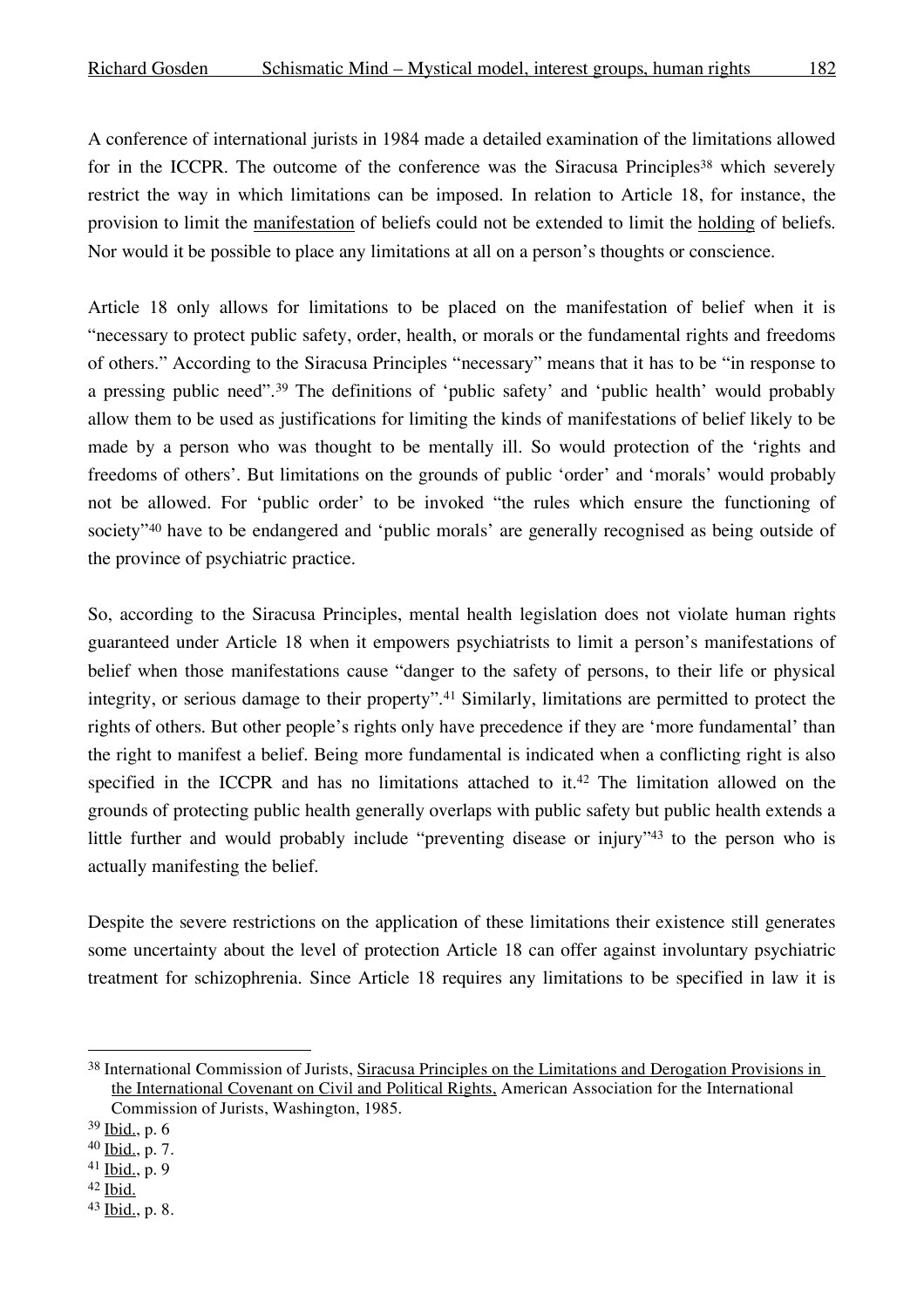A conference of international jurists in 1984 made a detailed examination of the limitations allowed for in the ICCPR. The outcome of the conference was the Siracusa Principles[38] which severely restrict the way in which limitations can be imposed. In relation to Article 18, for instance, the provision to limit the manifestation of beliefs could not be extended to limit the holding of beliefs. Nor would it be possible to place any limitations at all on a person's thoughts or conscience.

Article 18 only allows for limitations to be placed on the manifestation of belief when it is "necessary to protect public safety, order, health, or morals or the fundamental rights and freedoms of others." According to the Siracusa Principles "necessary" means that it has to be "in response to a pressing public need".[39] The definitions of 'public safety' and 'public health' would probably allow them to be used as justifications for limiting the kinds of manifestations of belief likely to be made by a person who was thought to be mentally ill. So would protection of the 'rights and freedoms of others'. But limitations on the grounds of public 'order' and 'morals' would probably not be allowed. For 'public order' to be invoked "the rules which ensure the functioning of society"[40] have to be endangered and 'public morals' are generally recognised as being outside of the province of psychiatric practice.

So, according to the Siracusa Principles, mental health legislation does not violate human rights guaranteed under Article 18 when it empowers psychiatrists to limit a person's manifestations of belief when those manifestations cause "danger to the safety of persons, to their life or physical integrity, or serious damage to their property".[41] Similarly, limitations are permitted to protect the rights of others. But other people's rights only have precedence if they are 'more fundamental' than the right to manifest a belief. Being more fundamental is indicated when a conflicting right is also specified in the ICCPR and has no limitations attached to it.[42] The limitation allowed on the grounds of protecting public health generally overlaps with public safety but public health extends a little further and would probably include "preventing disease or injury"[43] to the person who is actually manifesting the belief.

Despite the severe restrictions on the application of these limitations their existence still generates some uncertainty about the level of protection Article 18 can offer against involuntary psychiatric treatment for schizophrenia. Since Article 18 requires any limitations to be specified in law it is

---

[38] International Commission of Jurists, Siracusa Principles on the Limitations and Derogation Provisions in the International Covenant on Civil and Political Rights, American Association for the International Commission of Jurists, Washington, 1985.

[39] Ibid., p. 6

[40] Ibid., p. 7.

[41] Ibid., p. 9

[42] Ibid.

[43] Ibid., p. 8.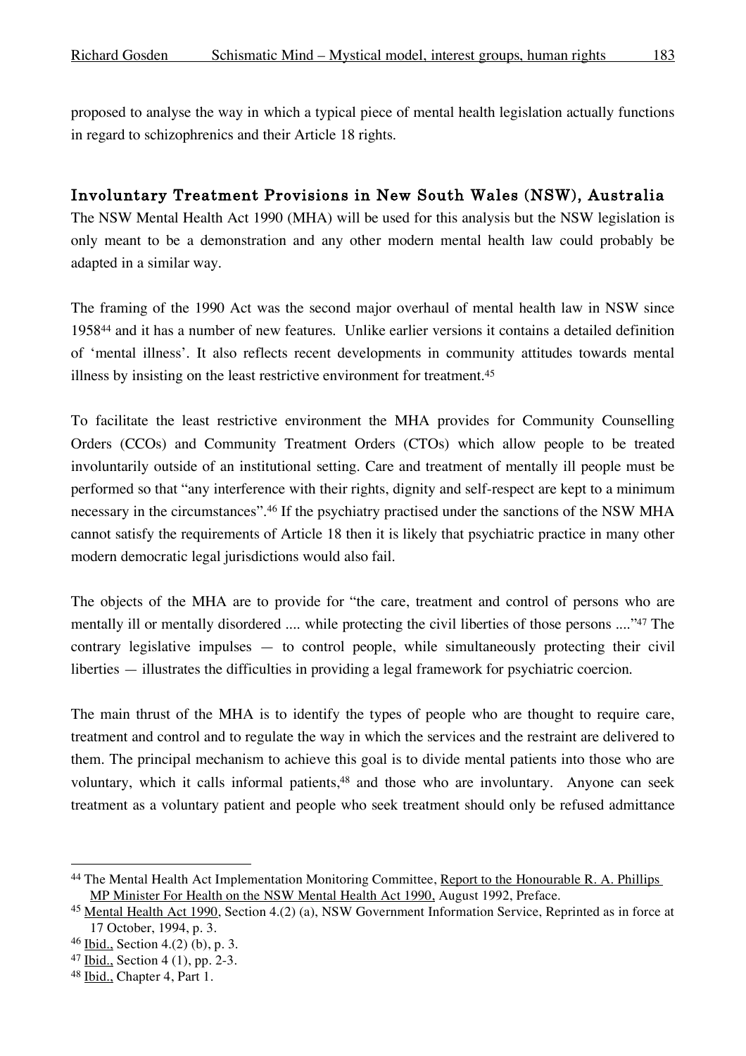proposed to analyse the way in which a typical piece of mental health legislation actually functions in regard to schizophrenics and their Article 18 rights.

## Involuntary Treatment Provisions in New South Wales (NSW), Australia

The NSW Mental Health Act 1990 (MHA) will be used for this analysis but the NSW legislation is only meant to be a demonstration and any other modern mental health law could probably be adapted in a similar way.

The framing of the 1990 Act was the second major overhaul of mental health law in NSW since 1958[44] and it has a number of new features. Unlike earlier versions it contains a detailed definition of 'mental illness'. It also reflects recent developments in community attitudes towards mental illness by insisting on the least restrictive environment for treatment.[45]

To facilitate the least restrictive environment the MHA provides for Community Counselling Orders (CCOs) and Community Treatment Orders (CTOs) which allow people to be treated involuntarily outside of an institutional setting. Care and treatment of mentally ill people must be performed so that "any interference with their rights, dignity and self-respect are kept to a minimum necessary in the circumstances".[46] If the psychiatry practised under the sanctions of the NSW MHA cannot satisfy the requirements of Article 18 then it is likely that psychiatric practice in many other modern democratic legal jurisdictions would also fail.

The objects of the MHA are to provide for "the care, treatment and control of persons who are mentally ill or mentally disordered .... while protecting the civil liberties of those persons ...."[47] The contrary legislative impulses — to control people, while simultaneously protecting their civil liberties — illustrates the difficulties in providing a legal framework for psychiatric coercion.

The main thrust of the MHA is to identify the types of people who are thought to require care, treatment and control and to regulate the way in which the services and the restraint are delivered to them. The principal mechanism to achieve this goal is to divide mental patients into those who are voluntary, which it calls informal patients,[48] and those who are involuntary. Anyone can seek treatment as a voluntary patient and people who seek treatment should only be refused admittance

---

[44] The Mental Health Act Implementation Monitoring Committee, Report to the Honourable R. A. Phillips MP Minister For Health on the NSW Mental Health Act 1990, August 1992, Preface.

[45] Mental Health Act 1990, Section 4.(2) (a), NSW Government Information Service, Reprinted as in force at 17 October, 1994, p. 3.

[46] Ibid., Section 4.(2) (b), p. 3.

[47] Ibid., Section 4 (1), pp. 2-3.

[48] Ibid., Chapter 4, Part 1.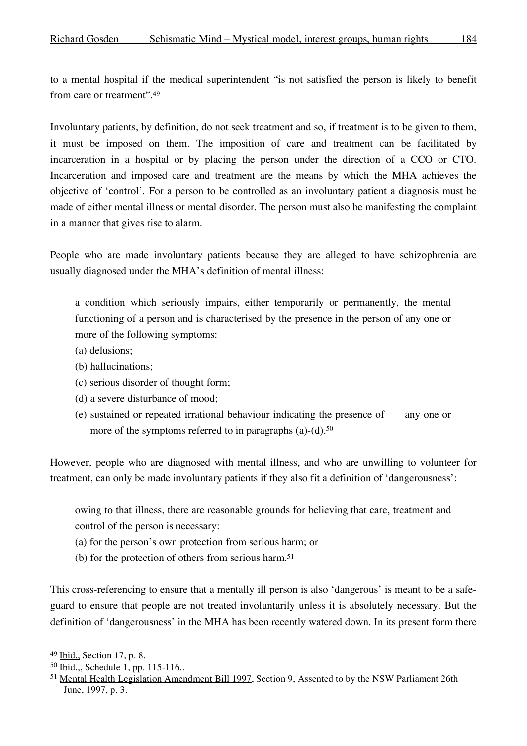to a mental hospital if the medical superintendent "is not satisfied the person is likely to benefit from care or treatment".[49]

Involuntary patients, by definition, do not seek treatment and so, if treatment is to be given to them, it must be imposed on them. The imposition of care and treatment can be facilitated by incarceration in a hospital or by placing the person under the direction of a CCO or CTO. Incarceration and imposed care and treatment are the means by which the MHA achieves the objective of 'control'. For a person to be controlled as an involuntary patient a diagnosis must be made of either mental illness or mental disorder. The person must also be manifesting the complaint in a manner that gives rise to alarm.

People who are made involuntary patients because they are alleged to have schizophrenia are usually diagnosed under the MHA's definition of mental illness:

> a condition which seriously impairs, either temporarily or permanently, the mental functioning of a person and is characterised by the presence in the person of any one or more of the following symptoms:
> (a) delusions;
> (b) hallucinations;
> (c) serious disorder of thought form;
> (d) a severe disturbance of mood;
> (e) sustained or repeated irrational behaviour indicating the presence of any one or more of the symptoms referred to in paragraphs (a)-(d).[50]

However, people who are diagnosed with mental illness, and who are unwilling to volunteer for treatment, can only be made involuntary patients if they also fit a definition of 'dangerousness':

> owing to that illness, there are reasonable grounds for believing that care, treatment and control of the person is necessary:
> (a) for the person's own protection from serious harm; or
> (b) for the protection of others from serious harm.[51]

This cross-referencing to ensure that a mentally ill person is also 'dangerous' is meant to be a safe-guard to ensure that people are not treated involuntarily unless it is absolutely necessary. But the definition of 'dangerousness' in the MHA has been recently watered down. In its present form there

---

[49] Ibid., Section 17, p. 8.
[50] Ibid.,, Schedule 1, pp. 115-116..
[51] Mental Health Legislation Amendment Bill 1997, Section 9, Assented to by the NSW Parliament 26th June, 1997, p. 3.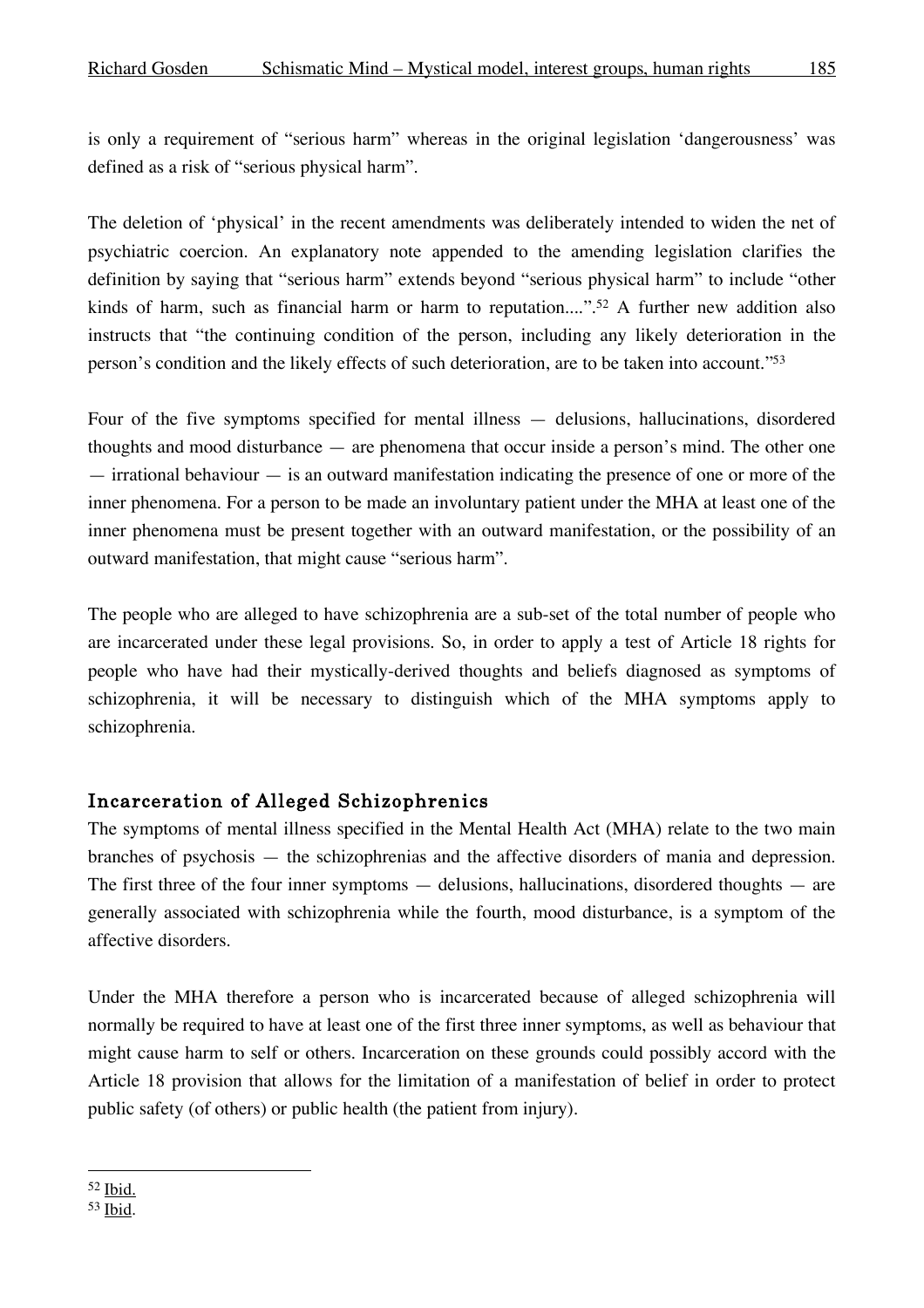is only a requirement of "serious harm" whereas in the original legislation 'dangerousness' was defined as a risk of "serious physical harm".

The deletion of 'physical' in the recent amendments was deliberately intended to widen the net of psychiatric coercion. An explanatory note appended to the amending legislation clarifies the definition by saying that "serious harm" extends beyond "serious physical harm" to include "other kinds of harm, such as financial harm or harm to reputation....".[52] A further new addition also instructs that "the continuing condition of the person, including any likely deterioration in the person's condition and the likely effects of such deterioration, are to be taken into account."[53]

Four of the five symptoms specified for mental illness — delusions, hallucinations, disordered thoughts and mood disturbance — are phenomena that occur inside a person's mind. The other one — irrational behaviour — is an outward manifestation indicating the presence of one or more of the inner phenomena. For a person to be made an involuntary patient under the MHA at least one of the inner phenomena must be present together with an outward manifestation, or the possibility of an outward manifestation, that might cause "serious harm".

The people who are alleged to have schizophrenia are a sub-set of the total number of people who are incarcerated under these legal provisions. So, in order to apply a test of Article 18 rights for people who have had their mystically-derived thoughts and beliefs diagnosed as symptoms of schizophrenia, it will be necessary to distinguish which of the MHA symptoms apply to schizophrenia.

## Incarceration of Alleged Schizophrenics

The symptoms of mental illness specified in the Mental Health Act (MHA) relate to the two main branches of psychosis — the schizophrenias and the affective disorders of mania and depression. The first three of the four inner symptoms — delusions, hallucinations, disordered thoughts — are generally associated with schizophrenia while the fourth, mood disturbance, is a symptom of the affective disorders.

Under the MHA therefore a person who is incarcerated because of alleged schizophrenia will normally be required to have at least one of the first three inner symptoms, as well as behaviour that might cause harm to self or others. Incarceration on these grounds could possibly accord with the Article 18 provision that allows for the limitation of a manifestation of belief in order to protect public safety (of others) or public health (the patient from injury).

---

[52] Ibid.

[53] Ibid.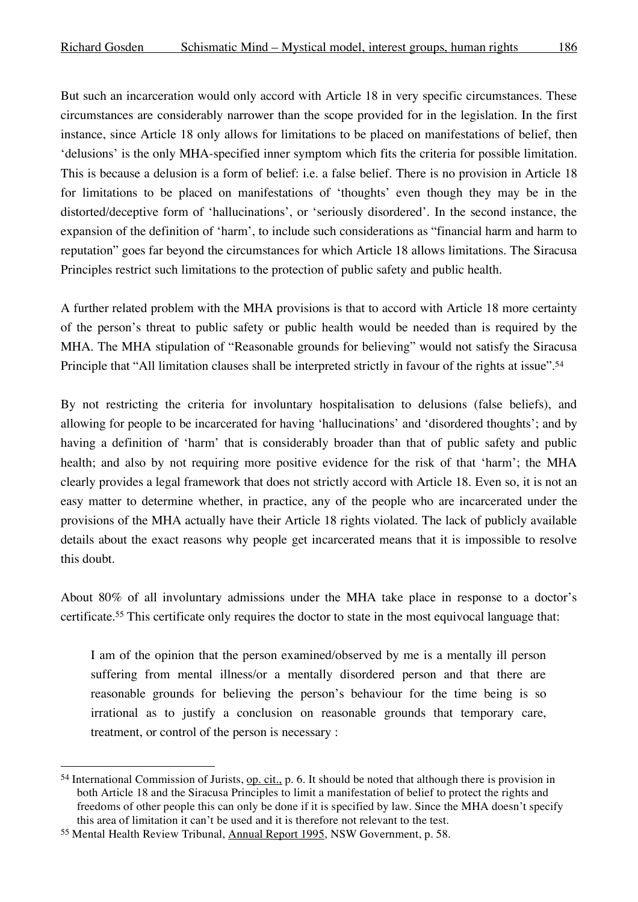But such an incarceration would only accord with Article 18 in very specific circumstances. These circumstances are considerably narrower than the scope provided for in the legislation. In the first instance, since Article 18 only allows for limitations to be placed on manifestations of belief, then 'delusions' is the only MHA-specified inner symptom which fits the criteria for possible limitation. This is because a delusion is a form of belief: i.e. a false belief. There is no provision in Article 18 for limitations to be placed on manifestations of 'thoughts' even though they may be in the distorted/deceptive form of 'hallucinations', or 'seriously disordered'. In the second instance, the expansion of the definition of 'harm', to include such considerations as "financial harm and harm to reputation" goes far beyond the circumstances for which Article 18 allows limitations. The Siracusa Principles restrict such limitations to the protection of public safety and public health.

A further related problem with the MHA provisions is that to accord with Article 18 more certainty of the person's threat to public safety or public health would be needed than is required by the MHA. The MHA stipulation of "Reasonable grounds for believing" would not satisfy the Siracusa Principle that "All limitation clauses shall be interpreted strictly in favour of the rights at issue".[54]

By not restricting the criteria for involuntary hospitalisation to delusions (false beliefs), and allowing for people to be incarcerated for having 'hallucinations' and 'disordered thoughts'; and by having a definition of 'harm' that is considerably broader than that of public safety and public health; and also by not requiring more positive evidence for the risk of that 'harm'; the MHA clearly provides a legal framework that does not strictly accord with Article 18. Even so, it is not an easy matter to determine whether, in practice, any of the people who are incarcerated under the provisions of the MHA actually have their Article 18 rights violated. The lack of publicly available details about the exact reasons why people get incarcerated means that it is impossible to resolve this doubt.

About 80% of all involuntary admissions under the MHA take place in response to a doctor's certificate.[55] This certificate only requires the doctor to state in the most equivocal language that:

> I am of the opinion that the person examined/observed by me is a mentally ill person suffering from mental illness/or a mentally disordered person and that there are reasonable grounds for believing the person's behaviour for the time being is so irrational as to justify a conclusion on reasonable grounds that temporary care, treatment, or control of the person is necessary :

---

[54] International Commission of Jurists, op. cit., p. 6. It should be noted that although there is provision in both Article 18 and the Siracusa Principles to limit a manifestation of belief to protect the rights and freedoms of other people this can only be done if it is specified by law. Since the MHA doesn't specify this area of limitation it can't be used and it is therefore not relevant to the test.

[55] Mental Health Review Tribunal, Annual Report 1995, NSW Government, p. 58.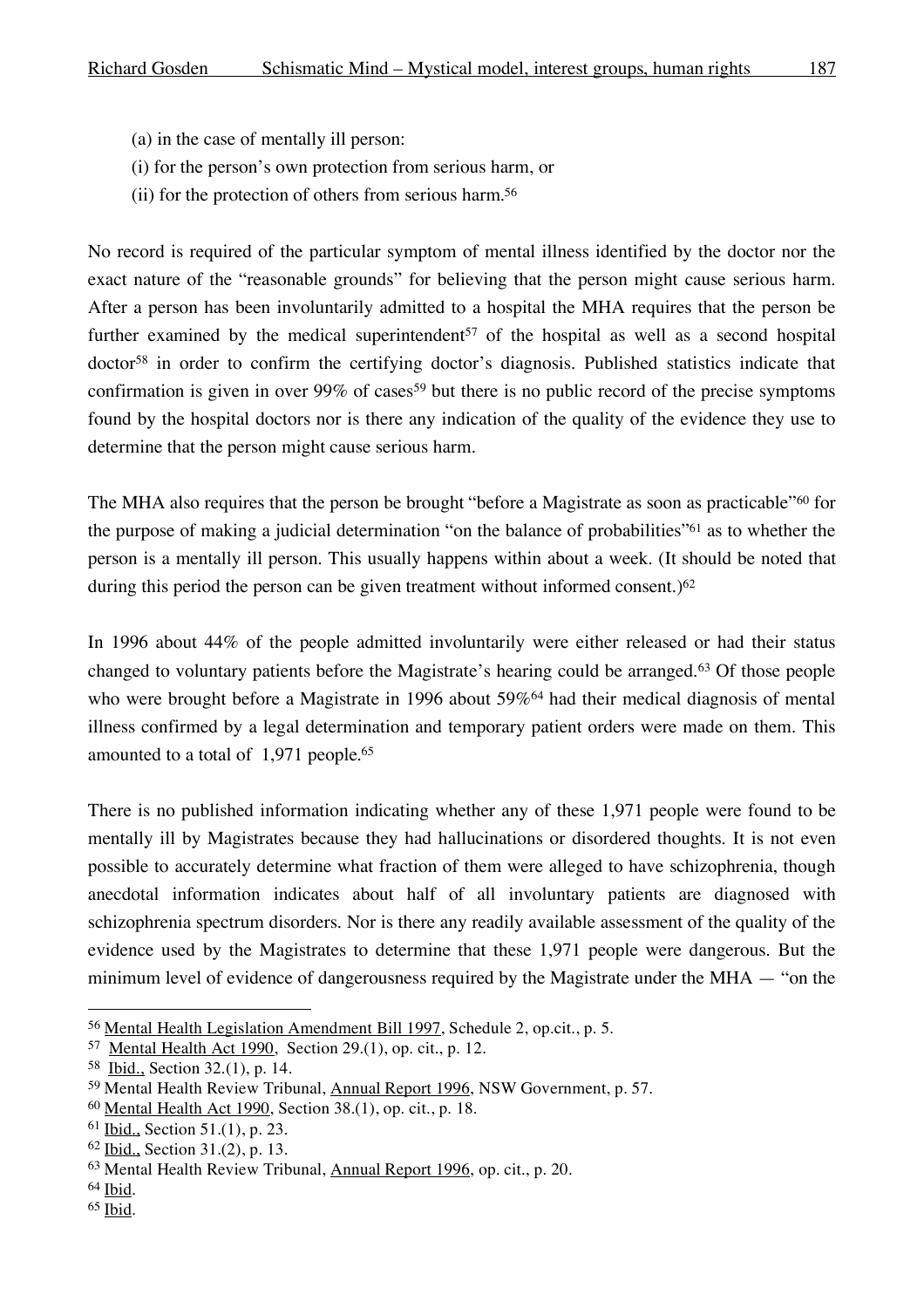(a) in the case of mentally ill person:
(i) for the person's own protection from serious harm, or
(ii) for the protection of others from serious harm.[56]

No record is required of the particular symptom of mental illness identified by the doctor nor the exact nature of the "reasonable grounds" for believing that the person might cause serious harm. After a person has been involuntarily admitted to a hospital the MHA requires that the person be further examined by the medical superintendent[57] of the hospital as well as a second hospital doctor[58] in order to confirm the certifying doctor's diagnosis. Published statistics indicate that confirmation is given in over 99% of cases[59] but there is no public record of the precise symptoms found by the hospital doctors nor is there any indication of the quality of the evidence they use to determine that the person might cause serious harm.

The MHA also requires that the person be brought "before a Magistrate as soon as practicable"[60] for the purpose of making a judicial determination "on the balance of probabilities"[61] as to whether the person is a mentally ill person. This usually happens within about a week. (It should be noted that during this period the person can be given treatment without informed consent.)[62]

In 1996 about 44% of the people admitted involuntarily were either released or had their status changed to voluntary patients before the Magistrate's hearing could be arranged.[63] Of those people who were brought before a Magistrate in 1996 about 59%[64] had their medical diagnosis of mental illness confirmed by a legal determination and temporary patient orders were made on them. This amounted to a total of 1,971 people.[65]

There is no published information indicating whether any of these 1,971 people were found to be mentally ill by Magistrates because they had hallucinations or disordered thoughts. It is not even possible to accurately determine what fraction of them were alleged to have schizophrenia, though anecdotal information indicates about half of all involuntary patients are diagnosed with schizophrenia spectrum disorders. Nor is there any readily available assessment of the quality of the evidence used by the Magistrates to determine that these 1,971 people were dangerous. But the minimum level of evidence of dangerousness required by the Magistrate under the MHA — "on the

---

[56] Mental Health Legislation Amendment Bill 1997, Schedule 2, op.cit., p. 5.
[57] Mental Health Act 1990, Section 29.(1), op. cit., p. 12.
[58] Ibid., Section 32.(1), p. 14.
[59] Mental Health Review Tribunal, Annual Report 1996, NSW Government, p. 57.
[60] Mental Health Act 1990, Section 38.(1), op. cit., p. 18.
[61] Ibid., Section 51.(1), p. 23.
[62] Ibid., Section 31.(2), p. 13.
[63] Mental Health Review Tribunal, Annual Report 1996, op. cit., p. 20.
[64] Ibid.
[65] Ibid.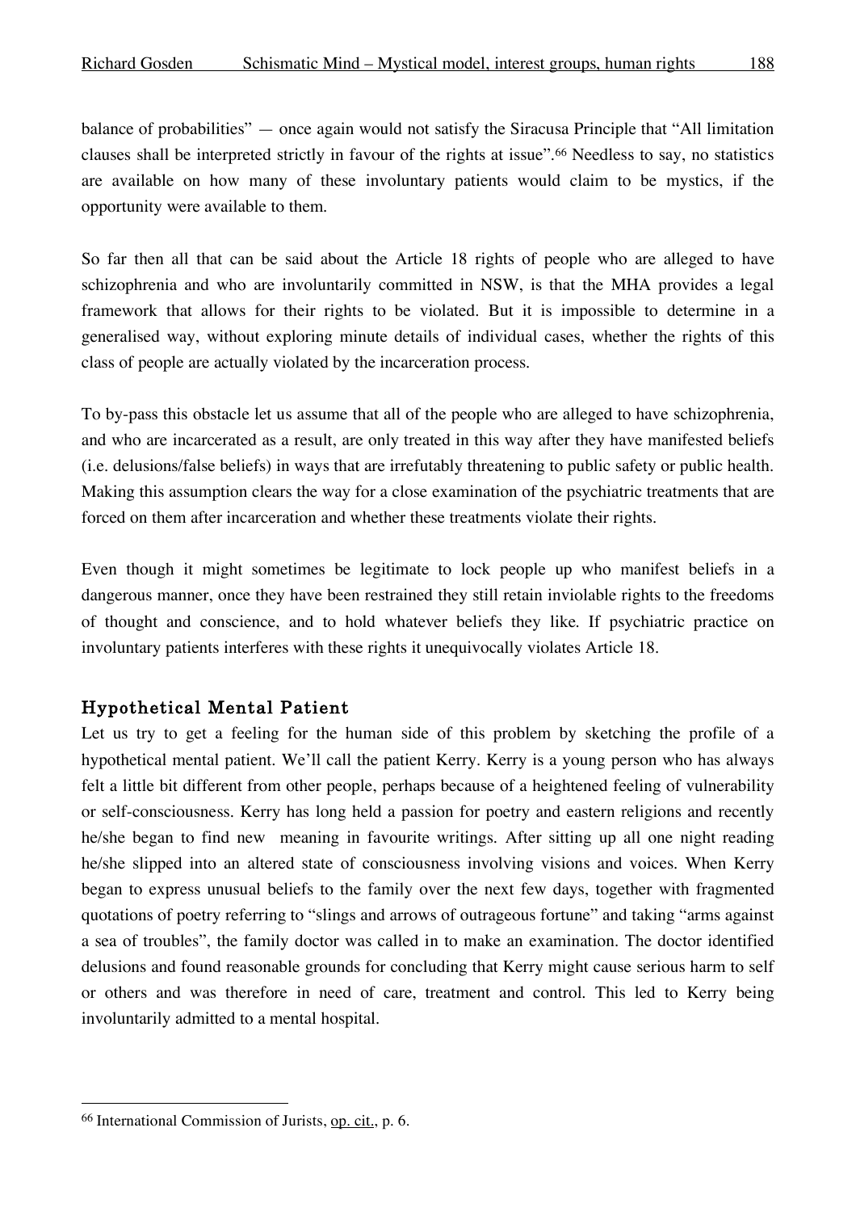balance of probabilities" — once again would not satisfy the Siracusa Principle that "All limitation clauses shall be interpreted strictly in favour of the rights at issue".[66] Needless to say, no statistics are available on how many of these involuntary patients would claim to be mystics, if the opportunity were available to them.

So far then all that can be said about the Article 18 rights of people who are alleged to have schizophrenia and who are involuntarily committed in NSW, is that the MHA provides a legal framework that allows for their rights to be violated. But it is impossible to determine in a generalised way, without exploring minute details of individual cases, whether the rights of this class of people are actually violated by the incarceration process.

To by-pass this obstacle let us assume that all of the people who are alleged to have schizophrenia, and who are incarcerated as a result, are only treated in this way after they have manifested beliefs (i.e. delusions/false beliefs) in ways that are irrefutably threatening to public safety or public health. Making this assumption clears the way for a close examination of the psychiatric treatments that are forced on them after incarceration and whether these treatments violate their rights.

Even though it might sometimes be legitimate to lock people up who manifest beliefs in a dangerous manner, once they have been restrained they still retain inviolable rights to the freedoms of thought and conscience, and to hold whatever beliefs they like. If psychiatric practice on involuntary patients interferes with these rights it unequivocally violates Article 18.

### Hypothetical Mental Patient

Let us try to get a feeling for the human side of this problem by sketching the profile of a hypothetical mental patient. We'll call the patient Kerry. Kerry is a young person who has always felt a little bit different from other people, perhaps because of a heightened feeling of vulnerability or self-consciousness. Kerry has long held a passion for poetry and eastern religions and recently he/she began to find new meaning in favourite writings. After sitting up all one night reading he/she slipped into an altered state of consciousness involving visions and voices. When Kerry began to express unusual beliefs to the family over the next few days, together with fragmented quotations of poetry referring to "slings and arrows of outrageous fortune" and taking "arms against a sea of troubles", the family doctor was called in to make an examination. The doctor identified delusions and found reasonable grounds for concluding that Kerry might cause serious harm to self or others and was therefore in need of care, treatment and control. This led to Kerry being involuntarily admitted to a mental hospital.

---

[66] International Commission of Jurists, op. cit., p. 6.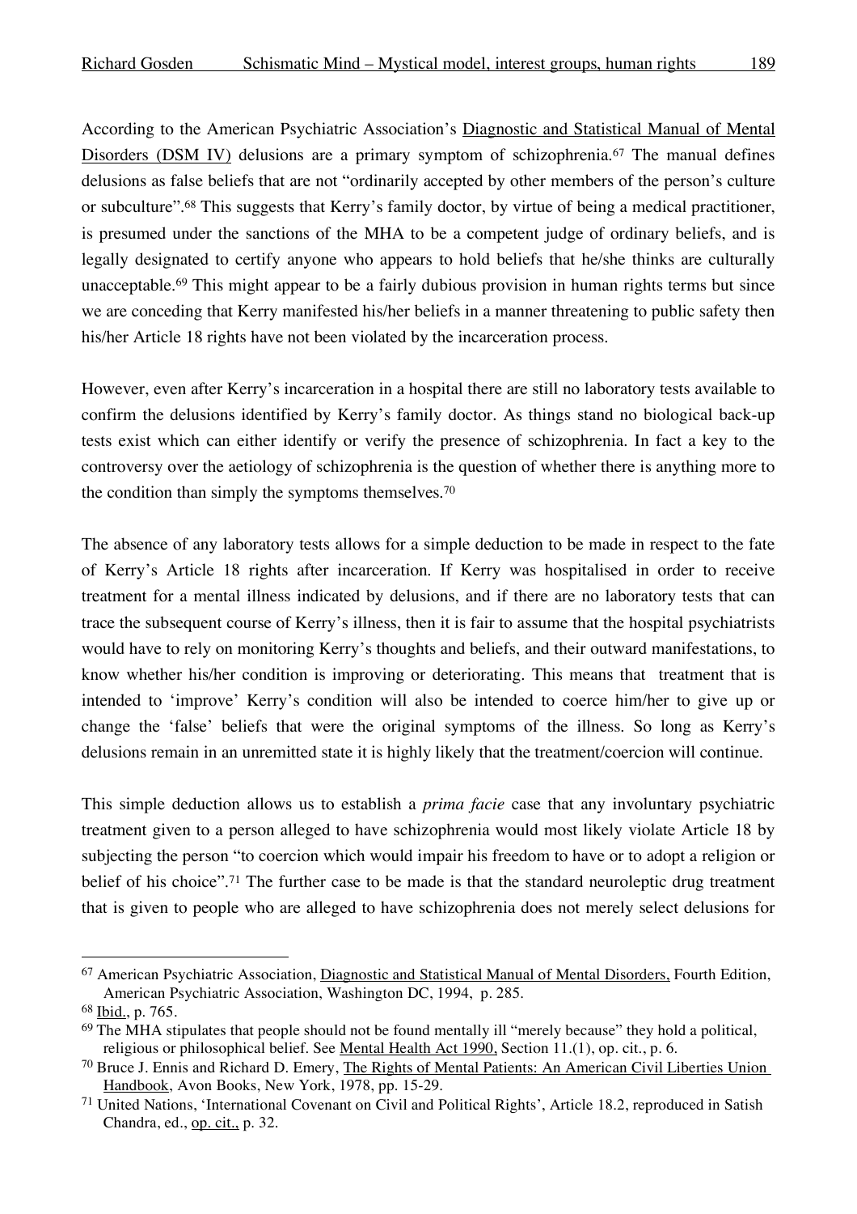According to the American Psychiatric Association's Diagnostic and Statistical Manual of Mental Disorders (DSM IV) delusions are a primary symptom of schizophrenia.[67] The manual defines delusions as false beliefs that are not "ordinarily accepted by other members of the person's culture or subculture".[68] This suggests that Kerry's family doctor, by virtue of being a medical practitioner, is presumed under the sanctions of the MHA to be a competent judge of ordinary beliefs, and is legally designated to certify anyone who appears to hold beliefs that he/she thinks are culturally unacceptable.[69] This might appear to be a fairly dubious provision in human rights terms but since we are conceding that Kerry manifested his/her beliefs in a manner threatening to public safety then his/her Article 18 rights have not been violated by the incarceration process.

However, even after Kerry's incarceration in a hospital there are still no laboratory tests available to confirm the delusions identified by Kerry's family doctor. As things stand no biological back-up tests exist which can either identify or verify the presence of schizophrenia. In fact a key to the controversy over the aetiology of schizophrenia is the question of whether there is anything more to the condition than simply the symptoms themselves.[70]

The absence of any laboratory tests allows for a simple deduction to be made in respect to the fate of Kerry's Article 18 rights after incarceration. If Kerry was hospitalised in order to receive treatment for a mental illness indicated by delusions, and if there are no laboratory tests that can trace the subsequent course of Kerry's illness, then it is fair to assume that the hospital psychiatrists would have to rely on monitoring Kerry's thoughts and beliefs, and their outward manifestations, to know whether his/her condition is improving or deteriorating. This means that treatment that is intended to 'improve' Kerry's condition will also be intended to coerce him/her to give up or change the 'false' beliefs that were the original symptoms of the illness. So long as Kerry's delusions remain in an unremitted state it is highly likely that the treatment/coercion will continue.

This simple deduction allows us to establish a *prima facie* case that any involuntary psychiatric treatment given to a person alleged to have schizophrenia would most likely violate Article 18 by subjecting the person "to coercion which would impair his freedom to have or to adopt a religion or belief of his choice".[71] The further case to be made is that the standard neuroleptic drug treatment that is given to people who are alleged to have schizophrenia does not merely select delusions for

---

[67] American Psychiatric Association, Diagnostic and Statistical Manual of Mental Disorders, Fourth Edition, American Psychiatric Association, Washington DC, 1994, p. 285.

[68] Ibid., p. 765.

[69] The MHA stipulates that people should not be found mentally ill "merely because" they hold a political, religious or philosophical belief. See Mental Health Act 1990, Section 11.(1), op. cit., p. 6.

[70] Bruce J. Ennis and Richard D. Emery, The Rights of Mental Patients: An American Civil Liberties Union Handbook, Avon Books, New York, 1978, pp. 15-29.

[71] United Nations, 'International Covenant on Civil and Political Rights', Article 18.2, reproduced in Satish Chandra, ed., op. cit., p. 32.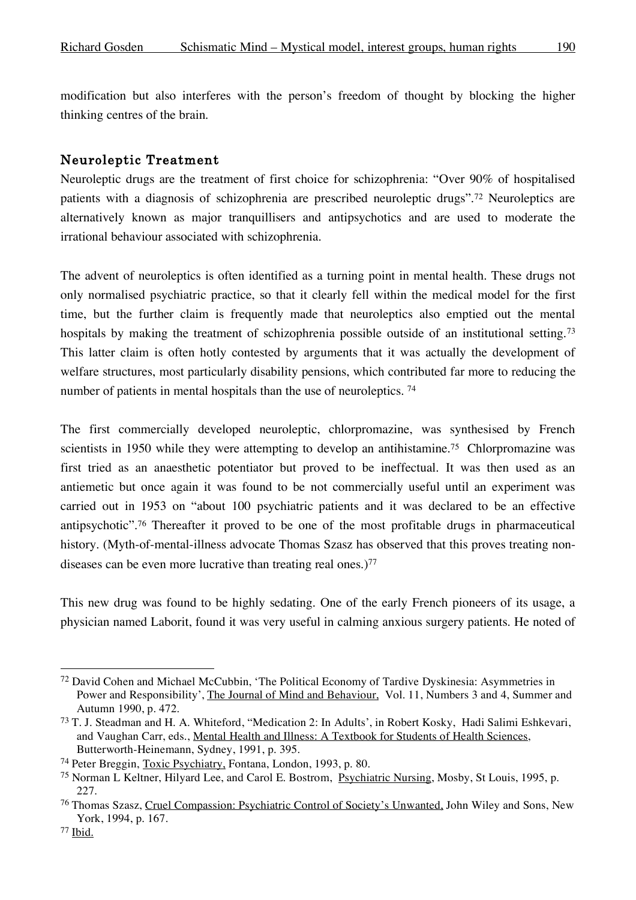modification but also interferes with the person's freedom of thought by blocking the higher thinking centres of the brain.

## Neuroleptic Treatment

Neuroleptic drugs are the treatment of first choice for schizophrenia: "Over 90% of hospitalised patients with a diagnosis of schizophrenia are prescribed neuroleptic drugs".[72] Neuroleptics are alternatively known as major tranquillisers and antipsychotics and are used to moderate the irrational behaviour associated with schizophrenia.

The advent of neuroleptics is often identified as a turning point in mental health. These drugs not only normalised psychiatric practice, so that it clearly fell within the medical model for the first time, but the further claim is frequently made that neuroleptics also emptied out the mental hospitals by making the treatment of schizophrenia possible outside of an institutional setting.[73] This latter claim is often hotly contested by arguments that it was actually the development of welfare structures, most particularly disability pensions, which contributed far more to reducing the number of patients in mental hospitals than the use of neuroleptics. [74]

The first commercially developed neuroleptic, chlorpromazine, was synthesised by French scientists in 1950 while they were attempting to develop an antihistamine.[75] Chlorpromazine was first tried as an anaesthetic potentiator but proved to be ineffectual. It was then used as an antiemetic but once again it was found to be not commercially useful until an experiment was carried out in 1953 on "about 100 psychiatric patients and it was declared to be an effective antipsychotic".[76] Thereafter it proved to be one of the most profitable drugs in pharmaceutical history. (Myth-of-mental-illness advocate Thomas Szasz has observed that this proves treating non-diseases can be even more lucrative than treating real ones.)[77]

This new drug was found to be highly sedating. One of the early French pioneers of its usage, a physician named Laborit, found it was very useful in calming anxious surgery patients. He noted of

---

[72] David Cohen and Michael McCubbin, 'The Political Economy of Tardive Dyskinesia: Asymmetries in Power and Responsibility', The Journal of Mind and Behaviour, Vol. 11, Numbers 3 and 4, Summer and Autumn 1990, p. 472.

[73] T. J. Steadman and H. A. Whiteford, "Medication 2: In Adults', in Robert Kosky, Hadi Salimi Eshkevari, and Vaughan Carr, eds., Mental Health and Illness: A Textbook for Students of Health Sciences, Butterworth-Heinemann, Sydney, 1991, p. 395.

[74] Peter Breggin, Toxic Psychiatry, Fontana, London, 1993, p. 80.

[75] Norman L Keltner, Hilyard Lee, and Carol E. Bostrom, Psychiatric Nursing, Mosby, St Louis, 1995, p. 227.

[76] Thomas Szasz, Cruel Compassion: Psychiatric Control of Society's Unwanted, John Wiley and Sons, New York, 1994, p. 167.

[77] Ibid.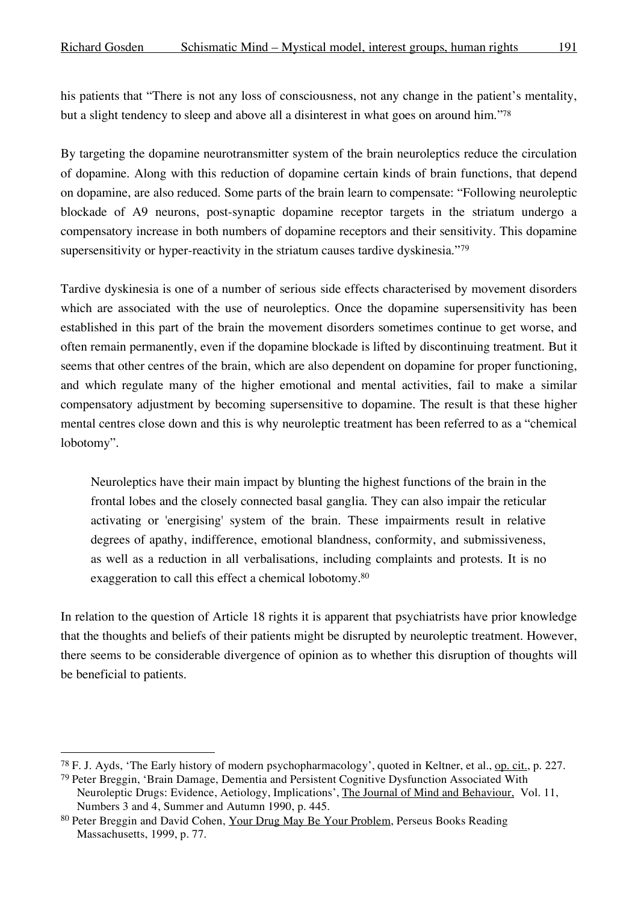his patients that "There is not any loss of consciousness, not any change in the patient's mentality, but a slight tendency to sleep and above all a disinterest in what goes on around him."[78]

By targeting the dopamine neurotransmitter system of the brain neuroleptics reduce the circulation of dopamine. Along with this reduction of dopamine certain kinds of brain functions, that depend on dopamine, are also reduced. Some parts of the brain learn to compensate: "Following neuroleptic blockade of A9 neurons, post-synaptic dopamine receptor targets in the striatum undergo a compensatory increase in both numbers of dopamine receptors and their sensitivity. This dopamine supersensitivity or hyper-reactivity in the striatum causes tardive dyskinesia."[79]

Tardive dyskinesia is one of a number of serious side effects characterised by movement disorders which are associated with the use of neuroleptics. Once the dopamine supersensitivity has been established in this part of the brain the movement disorders sometimes continue to get worse, and often remain permanently, even if the dopamine blockade is lifted by discontinuing treatment. But it seems that other centres of the brain, which are also dependent on dopamine for proper functioning, and which regulate many of the higher emotional and mental activities, fail to make a similar compensatory adjustment by becoming supersensitive to dopamine. The result is that these higher mental centres close down and this is why neuroleptic treatment has been referred to as a "chemical lobotomy".

> Neuroleptics have their main impact by blunting the highest functions of the brain in the frontal lobes and the closely connected basal ganglia. They can also impair the reticular activating or 'energising' system of the brain. These impairments result in relative degrees of apathy, indifference, emotional blandness, conformity, and submissiveness, as well as a reduction in all verbalisations, including complaints and protests. It is no exaggeration to call this effect a chemical lobotomy.[80]

In relation to the question of Article 18 rights it is apparent that psychiatrists have prior knowledge that the thoughts and beliefs of their patients might be disrupted by neuroleptic treatment. However, there seems to be considerable divergence of opinion as to whether this disruption of thoughts will be beneficial to patients.

---

[78] F. J. Ayds, 'The Early history of modern psychopharmacology', quoted in Keltner, et al., op. cit., p. 227.

[79] Peter Breggin, 'Brain Damage, Dementia and Persistent Cognitive Dysfunction Associated With Neuroleptic Drugs: Evidence, Aetiology, Implications', The Journal of Mind and Behaviour, Vol. 11, Numbers 3 and 4, Summer and Autumn 1990, p. 445.

[80] Peter Breggin and David Cohen, Your Drug May Be Your Problem, Perseus Books Reading Massachusetts, 1999, p. 77.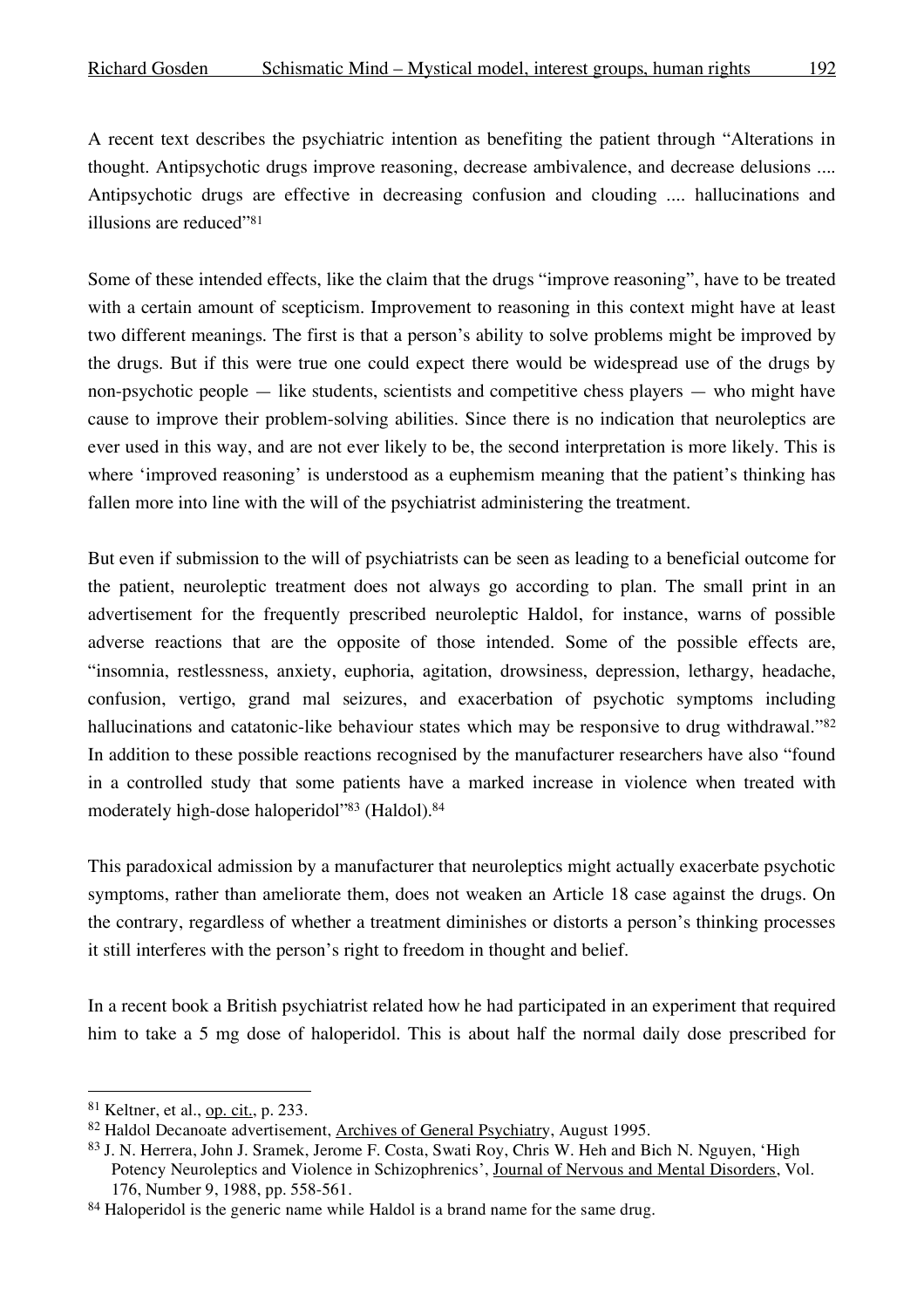A recent text describes the psychiatric intention as benefiting the patient through "Alterations in thought. Antipsychotic drugs improve reasoning, decrease ambivalence, and decrease delusions .... Antipsychotic drugs are effective in decreasing confusion and clouding .... hallucinations and illusions are reduced"[81]

Some of these intended effects, like the claim that the drugs "improve reasoning", have to be treated with a certain amount of scepticism. Improvement to reasoning in this context might have at least two different meanings. The first is that a person's ability to solve problems might be improved by the drugs. But if this were true one could expect there would be widespread use of the drugs by non-psychotic people — like students, scientists and competitive chess players — who might have cause to improve their problem-solving abilities. Since there is no indication that neuroleptics are ever used in this way, and are not ever likely to be, the second interpretation is more likely. This is where 'improved reasoning' is understood as a euphemism meaning that the patient's thinking has fallen more into line with the will of the psychiatrist administering the treatment.

But even if submission to the will of psychiatrists can be seen as leading to a beneficial outcome for the patient, neuroleptic treatment does not always go according to plan. The small print in an advertisement for the frequently prescribed neuroleptic Haldol, for instance, warns of possible adverse reactions that are the opposite of those intended. Some of the possible effects are, "insomnia, restlessness, anxiety, euphoria, agitation, drowsiness, depression, lethargy, headache, confusion, vertigo, grand mal seizures, and exacerbation of psychotic symptoms including hallucinations and catatonic-like behaviour states which may be responsive to drug withdrawal."[82] In addition to these possible reactions recognised by the manufacturer researchers have also "found in a controlled study that some patients have a marked increase in violence when treated with moderately high-dose haloperidol"[83] (Haldol).[84]

This paradoxical admission by a manufacturer that neuroleptics might actually exacerbate psychotic symptoms, rather than ameliorate them, does not weaken an Article 18 case against the drugs. On the contrary, regardless of whether a treatment diminishes or distorts a person's thinking processes it still interferes with the person's right to freedom in thought and belief.

In a recent book a British psychiatrist related how he had participated in an experiment that required him to take a 5 mg dose of haloperidol. This is about half the normal daily dose prescribed for

---

[81] Keltner, et al., op. cit., p. 233.

[82] Haldol Decanoate advertisement, Archives of General Psychiatry, August 1995.

[83] J. N. Herrera, John J. Sramek, Jerome F. Costa, Swati Roy, Chris W. Heh and Bich N. Nguyen, 'High Potency Neuroleptics and Violence in Schizophrenics', Journal of Nervous and Mental Disorders, Vol. 176, Number 9, 1988, pp. 558-561.

[84] Haloperidol is the generic name while Haldol is a brand name for the same drug.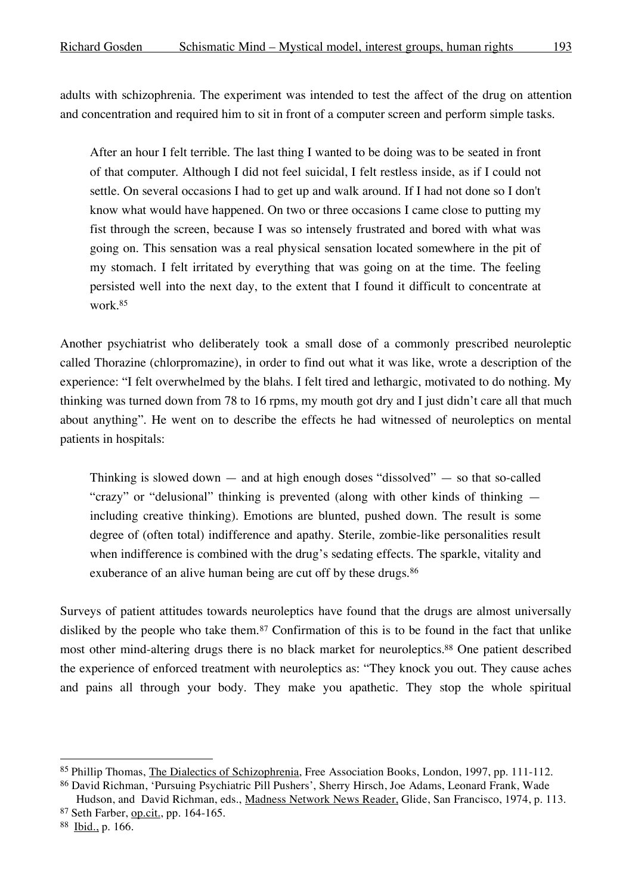adults with schizophrenia. The experiment was intended to test the affect of the drug on attention and concentration and required him to sit in front of a computer screen and perform simple tasks.

> After an hour I felt terrible. The last thing I wanted to be doing was to be seated in front of that computer. Although I did not feel suicidal, I felt restless inside, as if I could not settle. On several occasions I had to get up and walk around. If I had not done so I don't know what would have happened. On two or three occasions I came close to putting my fist through the screen, because I was so intensely frustrated and bored with what was going on. This sensation was a real physical sensation located somewhere in the pit of my stomach. I felt irritated by everything that was going on at the time. The feeling persisted well into the next day, to the extent that I found it difficult to concentrate at work.[85]

Another psychiatrist who deliberately took a small dose of a commonly prescribed neuroleptic called Thorazine (chlorpromazine), in order to find out what it was like, wrote a description of the experience: "I felt overwhelmed by the blahs. I felt tired and lethargic, motivated to do nothing. My thinking was turned down from 78 to 16 rpms, my mouth got dry and I just didn't care all that much about anything". He went on to describe the effects he had witnessed of neuroleptics on mental patients in hospitals:

> Thinking is slowed down — and at high enough doses "dissolved" — so that so-called "crazy" or "delusional" thinking is prevented (along with other kinds of thinking — including creative thinking). Emotions are blunted, pushed down. The result is some degree of (often total) indifference and apathy. Sterile, zombie-like personalities result when indifference is combined with the drug's sedating effects. The sparkle, vitality and exuberance of an alive human being are cut off by these drugs.[86]

Surveys of patient attitudes towards neuroleptics have found that the drugs are almost universally disliked by the people who take them.[87] Confirmation of this is to be found in the fact that unlike most other mind-altering drugs there is no black market for neuroleptics.[88] One patient described the experience of enforced treatment with neuroleptics as: "They knock you out. They cause aches and pains all through your body. They make you apathetic. They stop the whole spiritual

---

[85] Phillip Thomas, The Dialectics of Schizophrenia, Free Association Books, London, 1997, pp. 111-112.

[86] David Richman, 'Pursuing Psychiatric Pill Pushers', Sherry Hirsch, Joe Adams, Leonard Frank, Wade Hudson, and David Richman, eds., Madness Network News Reader, Glide, San Francisco, 1974, p. 113.

[87] Seth Farber, op.cit., pp. 164-165.

[88] Ibid., p. 166.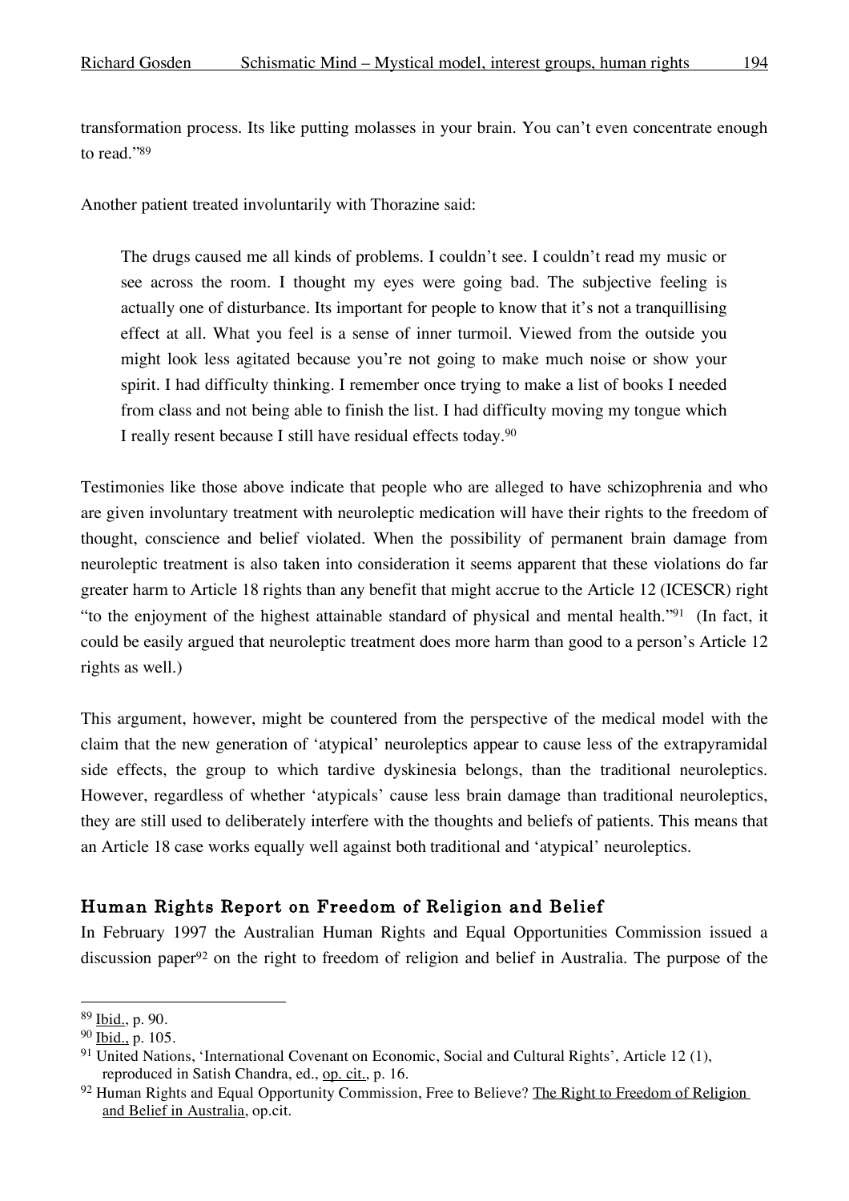transformation process. Its like putting molasses in your brain. You can't even concentrate enough to read."[89]

Another patient treated involuntarily with Thorazine said:

> The drugs caused me all kinds of problems. I couldn't see. I couldn't read my music or see across the room. I thought my eyes were going bad. The subjective feeling is actually one of disturbance. Its important for people to know that it's not a tranquillising effect at all. What you feel is a sense of inner turmoil. Viewed from the outside you might look less agitated because you're not going to make much noise or show your spirit. I had difficulty thinking. I remember once trying to make a list of books I needed from class and not being able to finish the list. I had difficulty moving my tongue which I really resent because I still have residual effects today.[90]

Testimonies like those above indicate that people who are alleged to have schizophrenia and who are given involuntary treatment with neuroleptic medication will have their rights to the freedom of thought, conscience and belief violated. When the possibility of permanent brain damage from neuroleptic treatment is also taken into consideration it seems apparent that these violations do far greater harm to Article 18 rights than any benefit that might accrue to the Article 12 (ICESCR) right "to the enjoyment of the highest attainable standard of physical and mental health."[91] (In fact, it could be easily argued that neuroleptic treatment does more harm than good to a person's Article 12 rights as well.)

This argument, however, might be countered from the perspective of the medical model with the claim that the new generation of 'atypical' neuroleptics appear to cause less of the extrapyramidal side effects, the group to which tardive dyskinesia belongs, than the traditional neuroleptics. However, regardless of whether 'atypicals' cause less brain damage than traditional neuroleptics, they are still used to deliberately interfere with the thoughts and beliefs of patients. This means that an Article 18 case works equally well against both traditional and 'atypical' neuroleptics.

## Human Rights Report on Freedom of Religion and Belief

In February 1997 the Australian Human Rights and Equal Opportunities Commission issued a discussion paper[92] on the right to freedom of religion and belief in Australia. The purpose of the

---

[89] Ibid., p. 90.

[90] Ibid., p. 105.

[91] United Nations, 'International Covenant on Economic, Social and Cultural Rights', Article 12 (1), reproduced in Satish Chandra, ed., op. cit., p. 16.

[92] Human Rights and Equal Opportunity Commission, Free to Believe? The Right to Freedom of Religion and Belief in Australia, op.cit.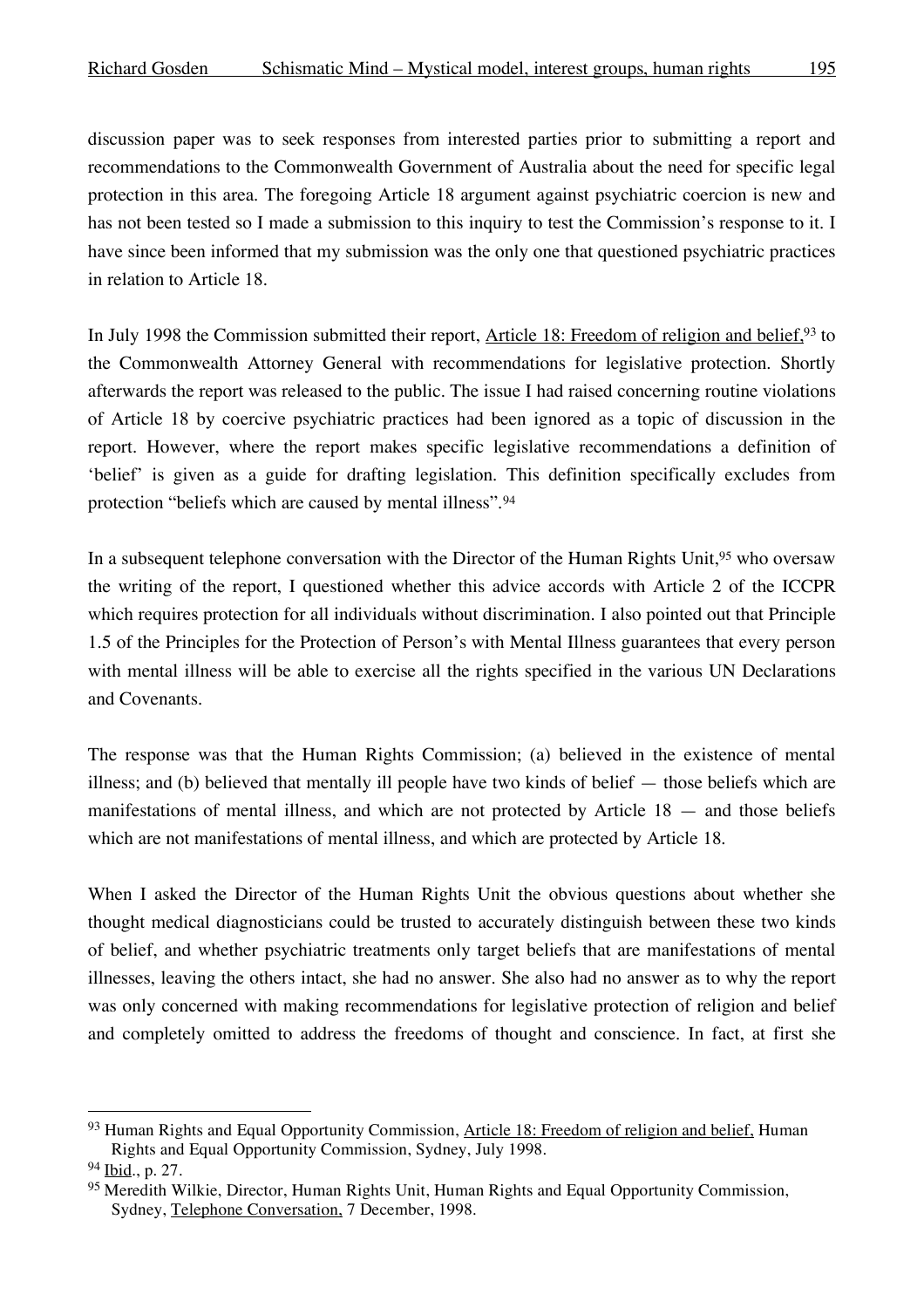discussion paper was to seek responses from interested parties prior to submitting a report and recommendations to the Commonwealth Government of Australia about the need for specific legal protection in this area. The foregoing Article 18 argument against psychiatric coercion is new and has not been tested so I made a submission to this inquiry to test the Commission's response to it. I have since been informed that my submission was the only one that questioned psychiatric practices in relation to Article 18.

In July 1998 the Commission submitted their report, Article 18: Freedom of religion and belief,[93] to the Commonwealth Attorney General with recommendations for legislative protection. Shortly afterwards the report was released to the public. The issue I had raised concerning routine violations of Article 18 by coercive psychiatric practices had been ignored as a topic of discussion in the report. However, where the report makes specific legislative recommendations a definition of 'belief' is given as a guide for drafting legislation. This definition specifically excludes from protection "beliefs which are caused by mental illness".[94]

In a subsequent telephone conversation with the Director of the Human Rights Unit,[95] who oversaw the writing of the report, I questioned whether this advice accords with Article 2 of the ICCPR which requires protection for all individuals without discrimination. I also pointed out that Principle 1.5 of the Principles for the Protection of Person's with Mental Illness guarantees that every person with mental illness will be able to exercise all the rights specified in the various UN Declarations and Covenants.

The response was that the Human Rights Commission; (a) believed in the existence of mental illness; and (b) believed that mentally ill people have two kinds of belief — those beliefs which are manifestations of mental illness, and which are not protected by Article 18 — and those beliefs which are not manifestations of mental illness, and which are protected by Article 18.

When I asked the Director of the Human Rights Unit the obvious questions about whether she thought medical diagnosticians could be trusted to accurately distinguish between these two kinds of belief, and whether psychiatric treatments only target beliefs that are manifestations of mental illnesses, leaving the others intact, she had no answer. She also had no answer as to why the report was only concerned with making recommendations for legislative protection of religion and belief and completely omitted to address the freedoms of thought and conscience. In fact, at first she

---

[93] Human Rights and Equal Opportunity Commission, Article 18: Freedom of religion and belief, Human Rights and Equal Opportunity Commission, Sydney, July 1998.

[94] Ibid., p. 27.

[95] Meredith Wilkie, Director, Human Rights Unit, Human Rights and Equal Opportunity Commission, Sydney, Telephone Conversation, 7 December, 1998.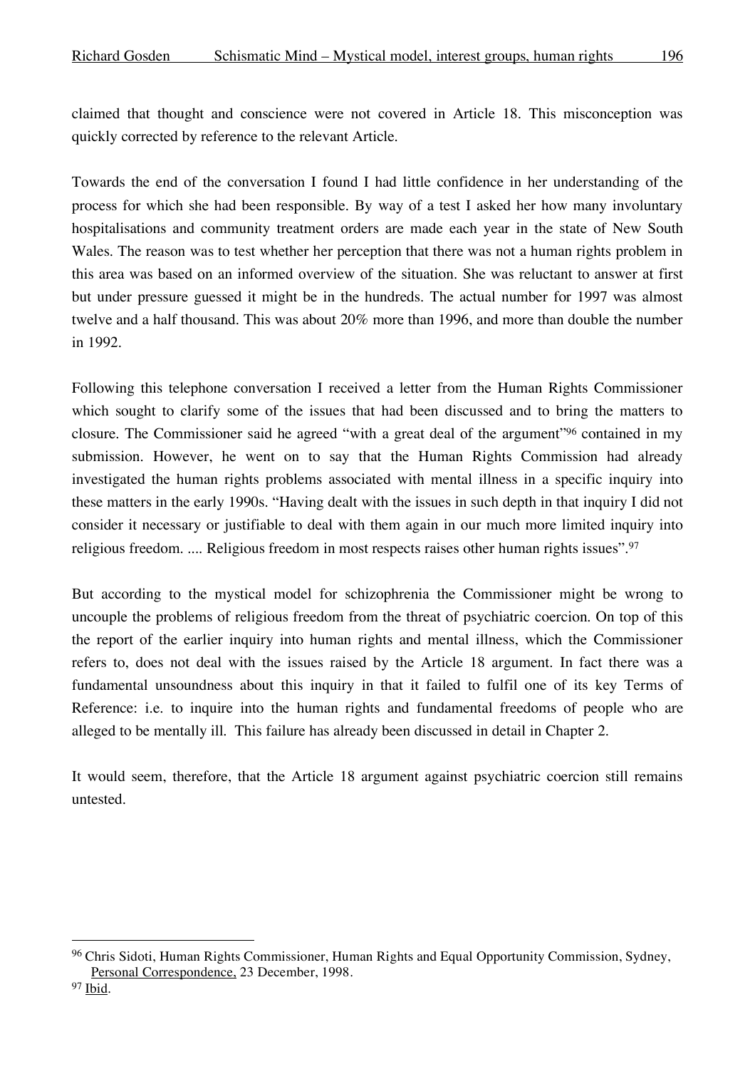claimed that thought and conscience were not covered in Article 18. This misconception was quickly corrected by reference to the relevant Article.

Towards the end of the conversation I found I had little confidence in her understanding of the process for which she had been responsible. By way of a test I asked her how many involuntary hospitalisations and community treatment orders are made each year in the state of New South Wales. The reason was to test whether her perception that there was not a human rights problem in this area was based on an informed overview of the situation. She was reluctant to answer at first but under pressure guessed it might be in the hundreds. The actual number for 1997 was almost twelve and a half thousand. This was about 20% more than 1996, and more than double the number in 1992.

Following this telephone conversation I received a letter from the Human Rights Commissioner which sought to clarify some of the issues that had been discussed and to bring the matters to closure. The Commissioner said he agreed "with a great deal of the argument"[96] contained in my submission. However, he went on to say that the Human Rights Commission had already investigated the human rights problems associated with mental illness in a specific inquiry into these matters in the early 1990s. "Having dealt with the issues in such depth in that inquiry I did not consider it necessary or justifiable to deal with them again in our much more limited inquiry into religious freedom. .... Religious freedom in most respects raises other human rights issues".[97]

But according to the mystical model for schizophrenia the Commissioner might be wrong to uncouple the problems of religious freedom from the threat of psychiatric coercion. On top of this the report of the earlier inquiry into human rights and mental illness, which the Commissioner refers to, does not deal with the issues raised by the Article 18 argument. In fact there was a fundamental unsoundness about this inquiry in that it failed to fulfil one of its key Terms of Reference: i.e. to inquire into the human rights and fundamental freedoms of people who are alleged to be mentally ill. This failure has already been discussed in detail in Chapter 2.

It would seem, therefore, that the Article 18 argument against psychiatric coercion still remains untested.

---

[96] Chris Sidoti, Human Rights Commissioner, Human Rights and Equal Opportunity Commission, Sydney, Personal Correspondence, 23 December, 1998.

[97] Ibid.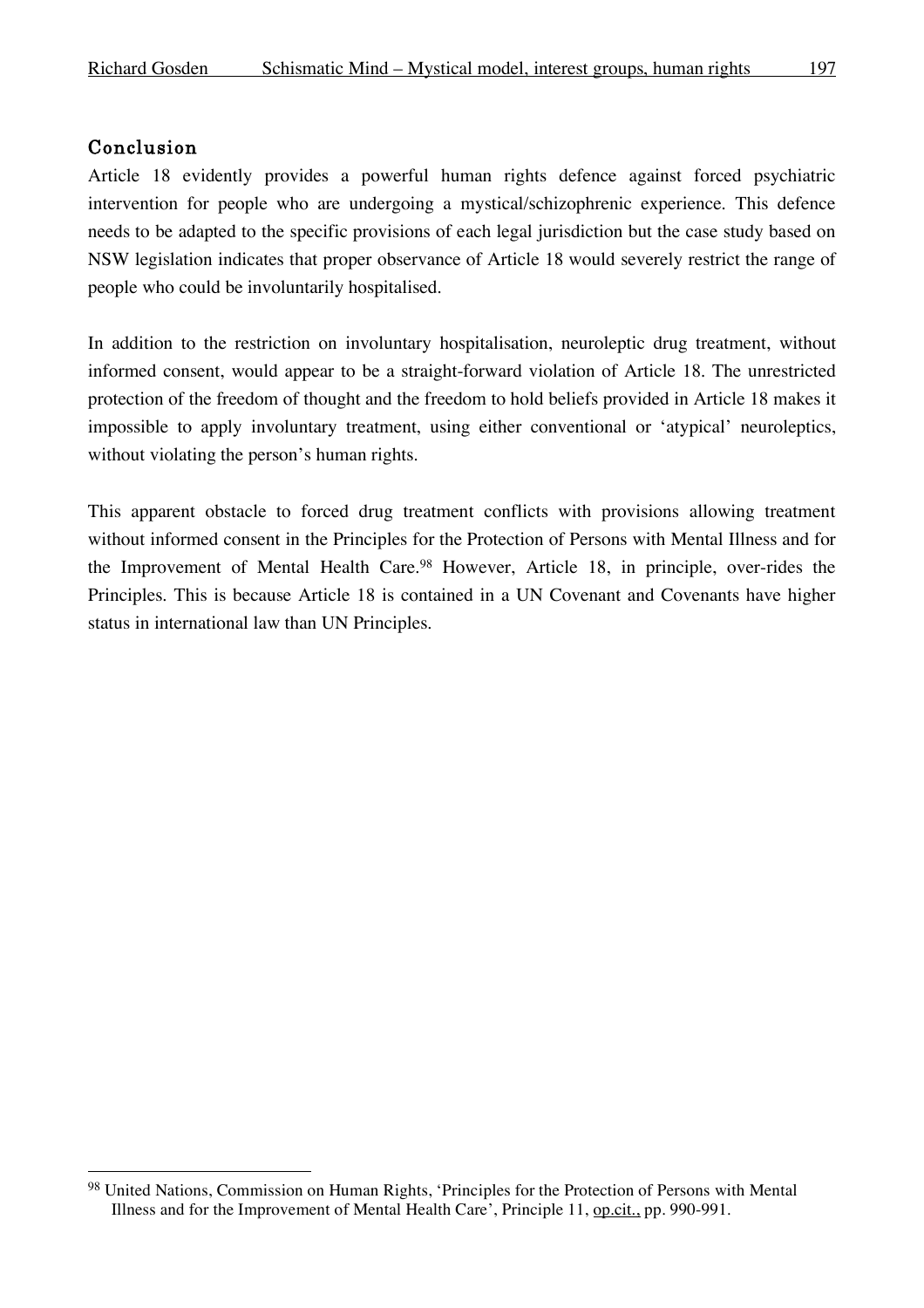## Conclusion

Article 18 evidently provides a powerful human rights defence against forced psychiatric intervention for people who are undergoing a mystical/schizophrenic experience. This defence needs to be adapted to the specific provisions of each legal jurisdiction but the case study based on NSW legislation indicates that proper observance of Article 18 would severely restrict the range of people who could be involuntarily hospitalised.

In addition to the restriction on involuntary hospitalisation, neuroleptic drug treatment, without informed consent, would appear to be a straight-forward violation of Article 18. The unrestricted protection of the freedom of thought and the freedom to hold beliefs provided in Article 18 makes it impossible to apply involuntary treatment, using either conventional or 'atypical' neuroleptics, without violating the person's human rights.

This apparent obstacle to forced drug treatment conflicts with provisions allowing treatment without informed consent in the Principles for the Protection of Persons with Mental Illness and for the Improvement of Mental Health Care.[98] However, Article 18, in principle, over-rides the Principles. This is because Article 18 is contained in a UN Covenant and Covenants have higher status in international law than UN Principles.

---

[98] United Nations, Commission on Human Rights, 'Principles for the Protection of Persons with Mental Illness and for the Improvement of Mental Health Care', Principle 11, op.cit., pp. 990-991.